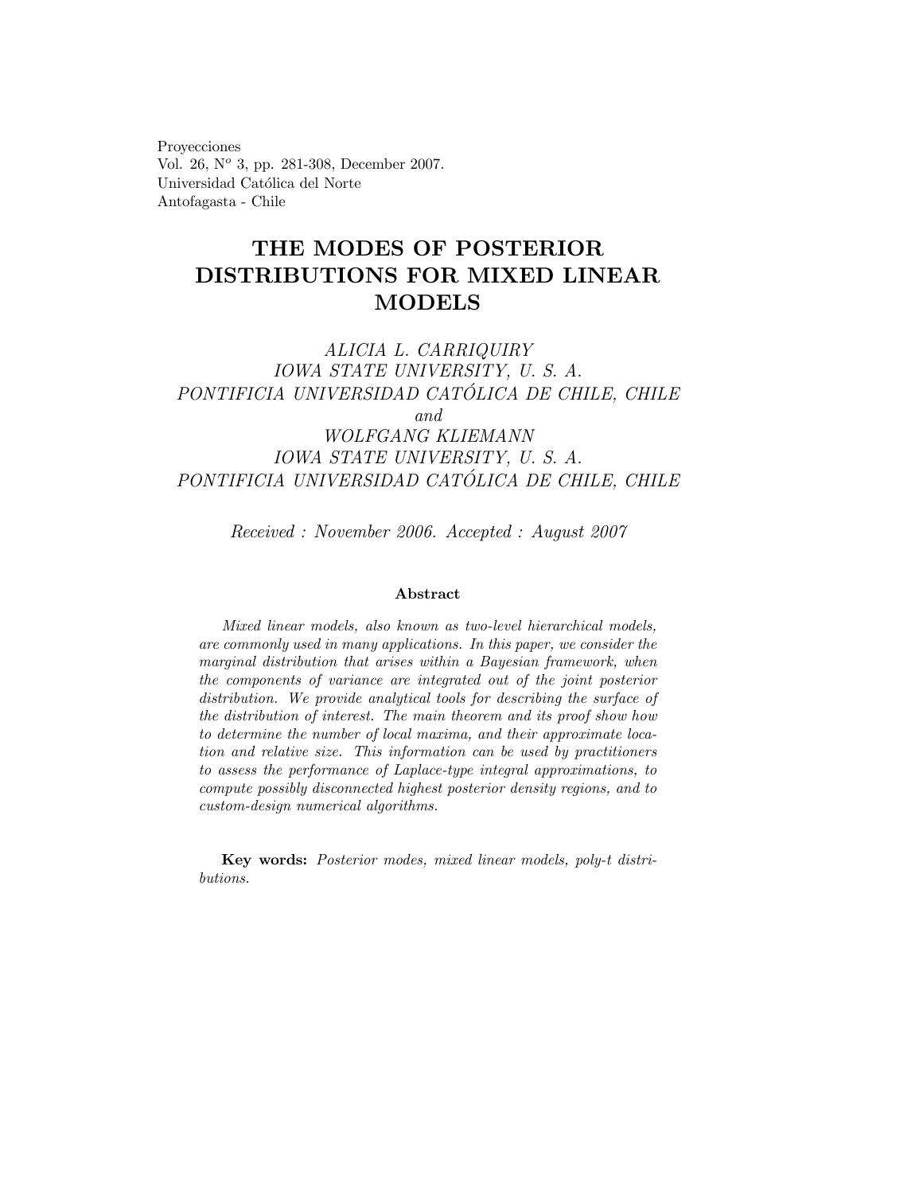Proyecciones
Vol. 26, Nº 3, pp. 281-308, December 2007.
Universidad Católica del Norte
Antofagasta - Chile

# THE MODES OF POSTERIOR DISTRIBUTIONS FOR MIXED LINEAR MODELS

*ALICIA L. CARRIQUIRY*
*IOWA STATE UNIVERSITY, U. S. A.*
*PONTIFICIA UNIVERSIDAD CATÓLICA DE CHILE, CHILE*
*and*
*WOLFGANG KLIEMANN*
*IOWA STATE UNIVERSITY, U. S. A.*
*PONTIFICIA UNIVERSIDAD CATÓLICA DE CHILE, CHILE*

*Received : November 2006. Accepted : August 2007*

**Abstract**

*Mixed linear models, also known as two-level hierarchical models, are commonly used in many applications. In this paper, we consider the marginal distribution that arises within a Bayesian framework, when the components of variance are integrated out of the joint posterior distribution. We provide analytical tools for describing the surface of the distribution of interest. The main theorem and its proof show how to determine the number of local maxima, and their approximate location and relative size. This information can be used by practitioners to assess the performance of Laplace-type integral approximations, to compute possibly disconnected highest posterior density regions, and to custom-design numerical algorithms.*

**Key words:** *Posterior modes, mixed linear models, poly-t distributions.*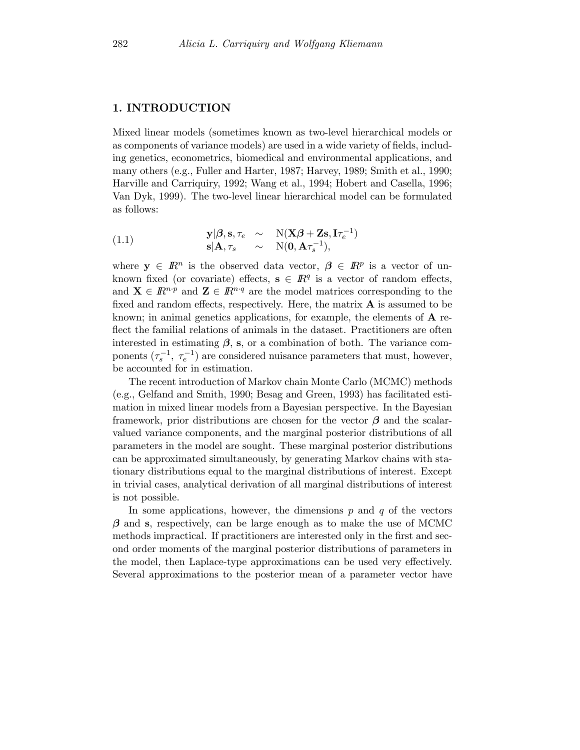## 1. INTRODUCTION

Mixed linear models (sometimes known as two-level hierarchical models or as components of variance models) are used in a wide variety of fields, including genetics, econometrics, biomedical and environmental applications, and many others (e.g., Fuller and Harter, 1987; Harvey, 1989; Smith et al., 1990; Harville and Carriquiry, 1992; Wang et al., 1994; Hobert and Casella, 1996; Van Dyk, 1999). The two-level linear hierarchical model can be formulated as follows:

$$
\begin{aligned}
\mathbf{y}|\boldsymbol{\beta}, \mathbf{s}, \tau_e &\sim \mathrm{N}(\mathbf{X}\boldsymbol{\beta} + \mathbf{Z}\mathbf{s}, \mathbf{I}\tau_e^{-1}) \\
\mathbf{s}|\mathbf{A}, \tau_s &\sim \mathrm{N}(\mathbf{0}, \mathbf{A}\tau_s^{-1}),
\end{aligned}
\tag{1.1}
$$

where $\mathbf{y} \in I\!R^n$ is the observed data vector, $\boldsymbol{\beta} \in I\!R^p$ is a vector of unknown fixed (or covariate) effects, $\mathbf{s} \in I\!R^q$ is a vector of random effects, and $\mathbf{X} \in I\!R^{n \cdot p}$ and $\mathbf{Z} \in I\!R^{n \cdot q}$ are the model matrices corresponding to the fixed and random effects, respectively. Here, the matrix $\mathbf{A}$ is assumed to be known; in animal genetics applications, for example, the elements of $\mathbf{A}$ reflect the familial relations of animals in the dataset. Practitioners are often interested in estimating $\boldsymbol{\beta}$, $\mathbf{s}$, or a combination of both. The variance components ($\tau_s^{-1}$, $\tau_e^{-1}$) are considered nuisance parameters that must, however, be accounted for in estimation.

The recent introduction of Markov chain Monte Carlo (MCMC) methods (e.g., Gelfand and Smith, 1990; Besag and Green, 1993) has facilitated estimation in mixed linear models from a Bayesian perspective. In the Bayesian framework, prior distributions are chosen for the vector $\boldsymbol{\beta}$ and the scalar-valued variance components, and the marginal posterior distributions of all parameters in the model are sought. These marginal posterior distributions can be approximated simultaneously, by generating Markov chains with stationary distributions equal to the marginal distributions of interest. Except in trivial cases, analytical derivation of all marginal distributions of interest is not possible.

In some applications, however, the dimensions $p$ and $q$ of the vectors $\boldsymbol{\beta}$ and $\mathbf{s}$, respectively, can be large enough as to make the use of MCMC methods impractical. If practitioners are interested only in the first and second order moments of the marginal posterior distributions of parameters in the model, then Laplace-type approximations can be used very effectively. Several approximations to the posterior mean of a parameter vector have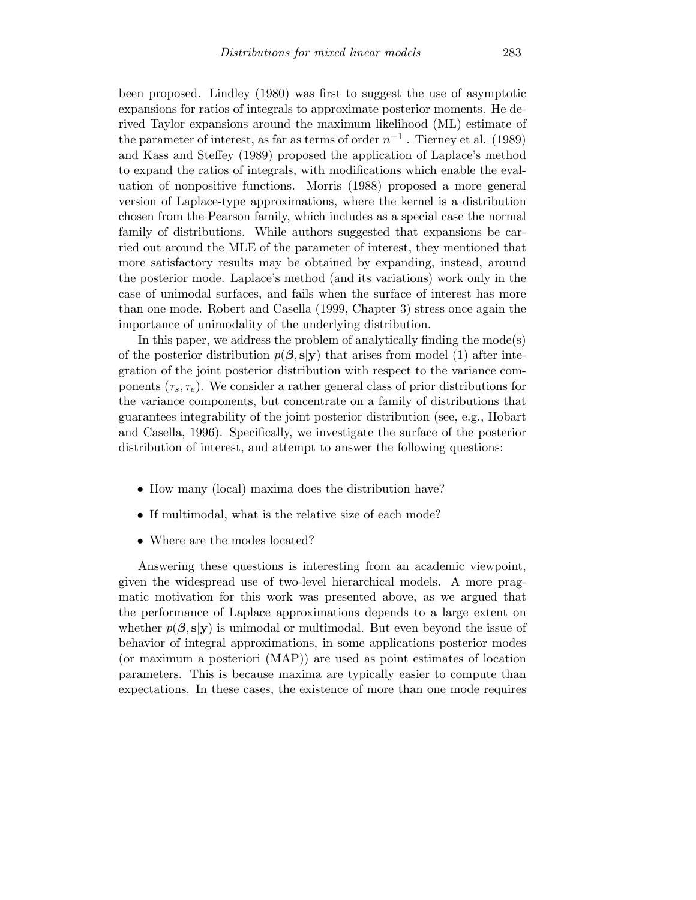been proposed. Lindley (1980) was first to suggest the use of asymptotic expansions for ratios of integrals to approximate posterior moments. He derived Taylor expansions around the maximum likelihood (ML) estimate of the parameter of interest, as far as terms of order $n^{-1}$ . Tierney et al. (1989) and Kass and Steffey (1989) proposed the application of Laplace's method to expand the ratios of integrals, with modifications which enable the evaluation of nonpositive functions. Morris (1988) proposed a more general version of Laplace-type approximations, where the kernel is a distribution chosen from the Pearson family, which includes as a special case the normal family of distributions. While authors suggested that expansions be carried out around the MLE of the parameter of interest, they mentioned that more satisfactory results may be obtained by expanding, instead, around the posterior mode. Laplace's method (and its variations) work only in the case of unimodal surfaces, and fails when the surface of interest has more than one mode. Robert and Casella (1999, Chapter 3) stress once again the importance of unimodality of the underlying distribution.

In this paper, we address the problem of analytically finding the mode(s) of the posterior distribution $p(\boldsymbol{\beta}, \mathbf{s}|\mathbf{y})$ that arises from model (1) after integration of the joint posterior distribution with respect to the variance components $(\tau_s, \tau_e)$. We consider a rather general class of prior distributions for the variance components, but concentrate on a family of distributions that guarantees integrability of the joint posterior distribution (see, e.g., Hobart and Casella, 1996). Specifically, we investigate the surface of the posterior distribution of interest, and attempt to answer the following questions:

- How many (local) maxima does the distribution have?
- If multimodal, what is the relative size of each mode?
- Where are the modes located?

Answering these questions is interesting from an academic viewpoint, given the widespread use of two-level hierarchical models. A more pragmatic motivation for this work was presented above, as we argued that the performance of Laplace approximations depends to a large extent on whether $p(\boldsymbol{\beta}, \mathbf{s}|\mathbf{y})$ is unimodal or multimodal. But even beyond the issue of behavior of integral approximations, in some applications posterior modes (or maximum a posteriori (MAP)) are used as point estimates of location parameters. This is because maxima are typically easier to compute than expectations. In these cases, the existence of more than one mode requires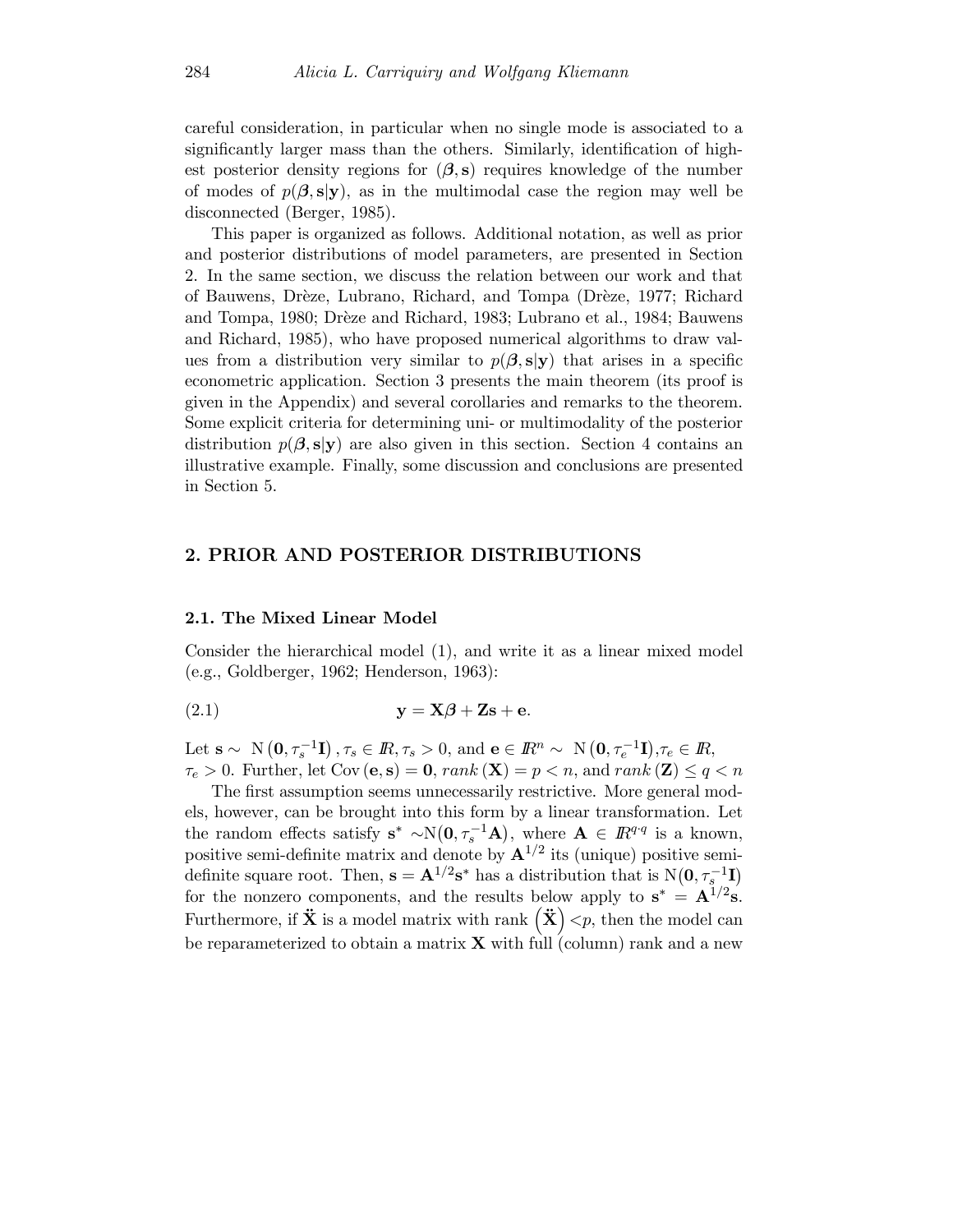careful consideration, in particular when no single mode is associated to a significantly larger mass than the others. Similarly, identification of highest posterior density regions for $(\boldsymbol{\beta}, \mathbf{s})$ requires knowledge of the number of modes of $p(\boldsymbol{\beta}, \mathbf{s}|\mathbf{y})$, as in the multimodal case the region may well be disconnected (Berger, 1985).

This paper is organized as follows. Additional notation, as well as prior and posterior distributions of model parameters, are presented in Section 2. In the same section, we discuss the relation between our work and that of Bauwens, Drèze, Lubrano, Richard, and Tompa (Drèze, 1977; Richard and Tompa, 1980; Drèze and Richard, 1983; Lubrano et al., 1984; Bauwens and Richard, 1985), who have proposed numerical algorithms to draw values from a distribution very similar to $p(\boldsymbol{\beta}, \mathbf{s}|\mathbf{y})$ that arises in a specific econometric application. Section 3 presents the main theorem (its proof is given in the Appendix) and several corollaries and remarks to the theorem. Some explicit criteria for determining uni- or multimodality of the posterior distribution $p(\boldsymbol{\beta}, \mathbf{s}|\mathbf{y})$ are also given in this section. Section 4 contains an illustrative example. Finally, some discussion and conclusions are presented in Section 5.

## 2. PRIOR AND POSTERIOR DISTRIBUTIONS

### 2.1. The Mixed Linear Model

Consider the hierarchical model (1), and write it as a linear mixed model (e.g., Goldberger, 1962; Henderson, 1963):

$$\mathbf{y} = \mathbf{X}\boldsymbol{\beta} + \mathbf{Z}\mathbf{s} + \mathbf{e}. \tag{2.1}$$

Let $\mathbf{s} \sim \mathrm{N}\left(\mathbf{0}, \tau_s^{-1}\mathbf{I}\right), \tau_s \in I\!R, \tau_s > 0$, and $\mathbf{e} \in I\!R^n \sim \mathrm{N}\left(\mathbf{0}, \tau_e^{-1}\mathbf{I}\right), \tau_e \in I\!R$, $\tau_e > 0$. Further, let $\mathrm{Cov}\left(\mathbf{e}, \mathbf{s}\right) = \mathbf{0}$, $rank\left(\mathbf{X}\right) = p < n$, and $rank\left(\mathbf{Z}\right) \leq q < n$

The first assumption seems unnecessarily restrictive. More general models, however, can be brought into this form by a linear transformation. Let the random effects satisfy $\mathbf{s}^* \sim \mathrm{N}\left(\mathbf{0}, \tau_s^{-1}\mathbf{A}\right)$, where $\mathbf{A} \in I\!R^{q \cdot q}$ is a known, positive semi-definite matrix and denote by $\mathbf{A}^{1/2}$ its (unique) positive semi-definite square root. Then, $\mathbf{s} = \mathbf{A}^{1/2}\mathbf{s}^*$ has a distribution that is $\mathrm{N}\left(\mathbf{0}, \tau_s^{-1}\mathbf{I}\right)$ for the nonzero components, and the results below apply to $\mathbf{s}^* = \mathbf{A}^{1/2}\mathbf{s}$. Furthermore, if $\ddot{\mathbf{X}}$ is a model matrix with rank $\left(\ddot{\mathbf{X}}\right) < p$, then the model can be reparameterized to obtain a matrix $\mathbf{X}$ with full (column) rank and a new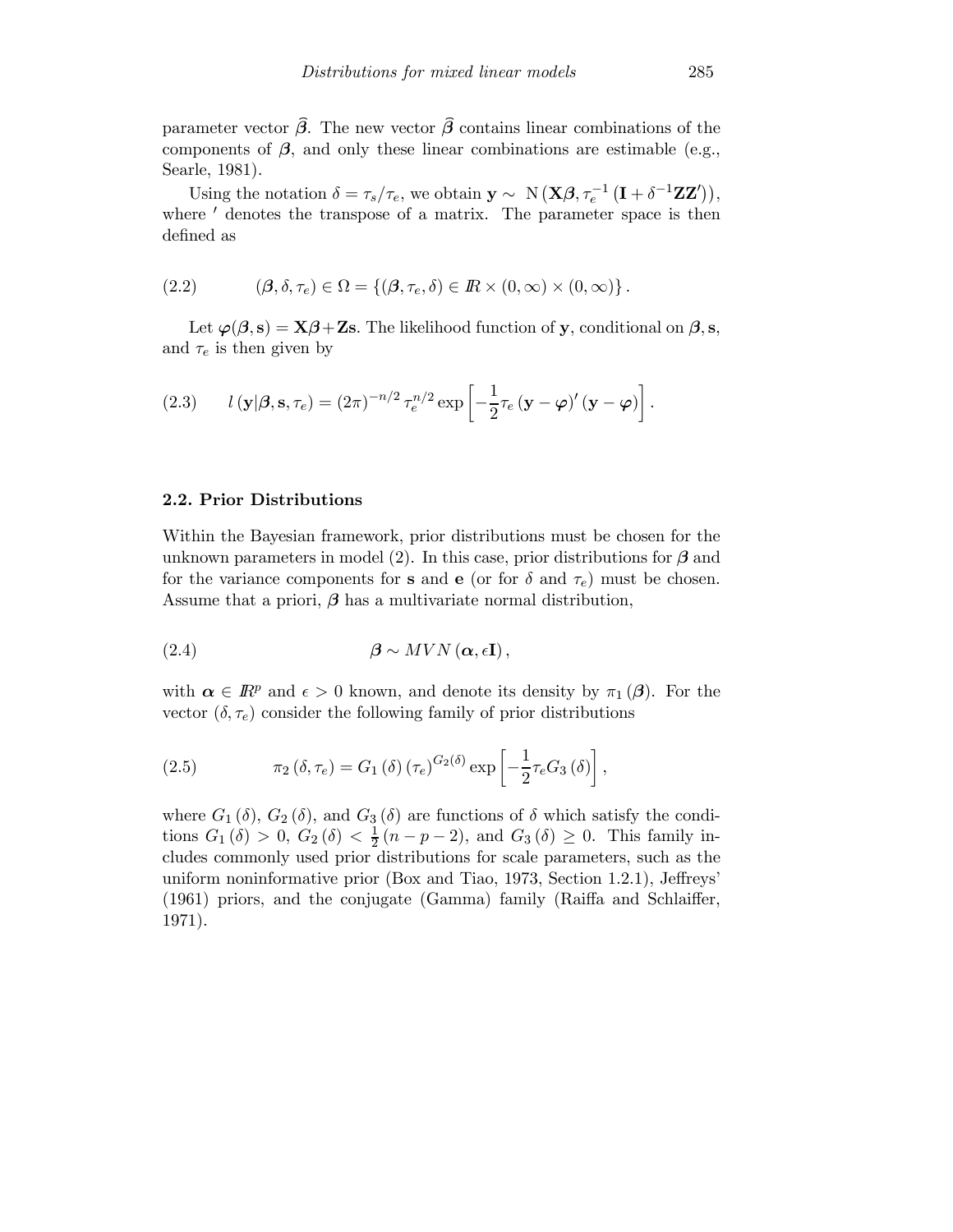parameter vector $\widehat{\boldsymbol{\beta}}$. The new vector $\widehat{\boldsymbol{\beta}}$ contains linear combinations of the components of $\boldsymbol{\beta}$, and only these linear combinations are estimable (e.g., Searle, 1981).

Using the notation $\delta = \tau_s/\tau_e$, we obtain $\mathbf{y} \sim \mathrm{N}\left(\mathbf{X}\boldsymbol{\beta}, \tau_e^{-1}\left(\mathbf{I} + \delta^{-1}\mathbf{Z}\mathbf{Z}'\right)\right)$, where $'$ denotes the transpose of a matrix. The parameter space is then defined as

$$(\boldsymbol{\beta}, \delta, \tau_e) \in \Omega = \left\{(\boldsymbol{\beta}, \tau_e, \delta) \in I\!R \times (0, \infty) \times (0, \infty)\right\}. \tag{2.2}$$

Let $\boldsymbol{\varphi}(\boldsymbol{\beta}, \mathbf{s}) = \mathbf{X}\boldsymbol{\beta} + \mathbf{Z}\mathbf{s}$. The likelihood function of $\mathbf{y}$, conditional on $\boldsymbol{\beta}, \mathbf{s}$, and $\tau_e$ is then given by

$$l\left(\mathbf{y}|\boldsymbol{\beta}, \mathbf{s}, \tau_e\right) = (2\pi)^{-n/2}\,\tau_e^{n/2} \exp\left[-\frac{1}{2}\tau_e\left(\mathbf{y} - \boldsymbol{\varphi}\right)'\left(\mathbf{y} - \boldsymbol{\varphi}\right)\right]. \tag{2.3}$$

### 2.2. Prior Distributions

Within the Bayesian framework, prior distributions must be chosen for the unknown parameters in model (2). In this case, prior distributions for $\boldsymbol{\beta}$ and for the variance components for $\mathbf{s}$ and $\mathbf{e}$ (or for $\delta$ and $\tau_e$) must be chosen. Assume that a priori, $\boldsymbol{\beta}$ has a multivariate normal distribution,

$$\boldsymbol{\beta} \sim MVN\left(\boldsymbol{\alpha}, \epsilon\mathbf{I}\right), \tag{2.4}$$

with $\boldsymbol{\alpha} \in I\!R^p$ and $\epsilon > 0$ known, and denote its density by $\pi_1\left(\boldsymbol{\beta}\right)$. For the vector $(\delta, \tau_e)$ consider the following family of prior distributions

$$\pi_2\left(\delta, \tau_e\right) = G_1\left(\delta\right)\left(\tau_e\right)^{G_2(\delta)} \exp\left[-\frac{1}{2}\tau_e G_3\left(\delta\right)\right], \tag{2.5}$$

where $G_1\left(\delta\right)$, $G_2\left(\delta\right)$, and $G_3\left(\delta\right)$ are functions of $\delta$ which satisfy the conditions $G_1\left(\delta\right) > 0$, $G_2\left(\delta\right) < \frac{1}{2}\left(n - p - 2\right)$, and $G_3\left(\delta\right) \geq 0$. This family includes commonly used prior distributions for scale parameters, such as the uniform noninformative prior (Box and Tiao, 1973, Section 1.2.1), Jeffreys' (1961) priors, and the conjugate (Gamma) family (Raiffa and Schlaiffer, 1971).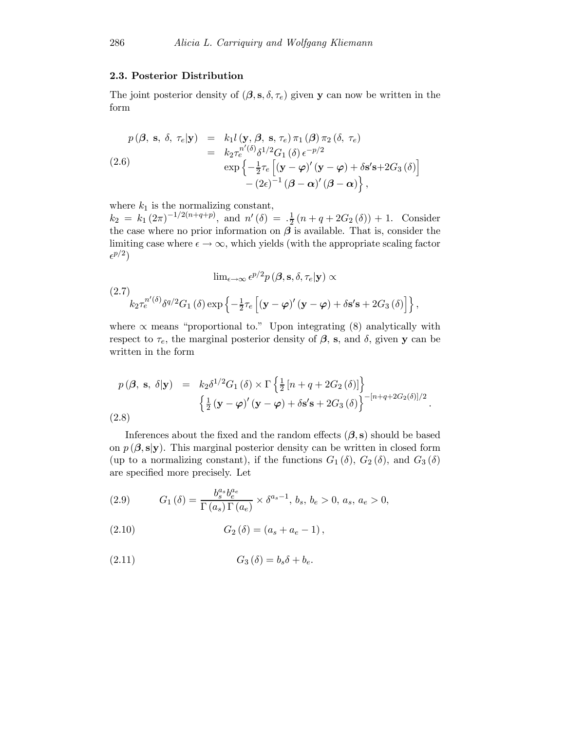### 2.3. Posterior Distribution

The joint posterior density of $(\boldsymbol{\beta}, \mathbf{s}, \delta, \tau_e)$ given $\mathbf{y}$ can now be written in the form

$$
\begin{aligned}
p(\boldsymbol{\beta},\ \mathbf{s},\ \delta,\ \tau_e|\mathbf{y}) &= k_1 l(\mathbf{y}, \boldsymbol{\beta},\ \mathbf{s},\ \tau_e)\, \pi_1(\boldsymbol{\beta})\, \pi_2(\delta,\ \tau_e) \\
&= k_2 \tau_e^{n'(\delta)} \delta^{1/2} G_1(\delta)\, \epsilon^{-p/2} \\
&\qquad \exp\Big\{-\tfrac{1}{2}\tau_e \Big[(\mathbf{y}-\boldsymbol{\varphi})'(\mathbf{y}-\boldsymbol{\varphi}) + \delta \mathbf{s}'\mathbf{s} + 2G_3(\delta)\Big] \\
&\qquad\qquad - (2\epsilon)^{-1}(\boldsymbol{\beta}-\boldsymbol{\alpha})'(\boldsymbol{\beta}-\boldsymbol{\alpha})\Big\},
\end{aligned}
\tag{2.6}
$$

where $k_1$ is the normalizing constant,
$k_2 = k_1 (2\pi)^{-1/2(n+q+p)}$, and $n'(\delta) = .\frac{1}{2}(n + q + 2G_2(\delta)) + 1$. Consider the case where no prior information on $\boldsymbol{\beta}$ is available. That is, consider the limiting case where $\epsilon \to \infty$, which yields (with the appropriate scaling factor $\epsilon^{p/2}$)

$$
\begin{aligned}
&\lim\nolimits_{\epsilon\to\infty} \epsilon^{p/2} p(\boldsymbol{\beta}, \mathbf{s}, \delta, \tau_e|\mathbf{y}) \propto \\
&\quad k_2 \tau_e^{n'(\delta)} \delta^{q/2} G_1(\delta) \exp\Big\{-\tfrac{1}{2}\tau_e \Big[(\mathbf{y}-\boldsymbol{\varphi})'(\mathbf{y}-\boldsymbol{\varphi}) + \delta \mathbf{s}'\mathbf{s} + 2G_3(\delta)\Big]\Big\},
\end{aligned}
\tag{2.7}
$$

where $\propto$ means "proportional to." Upon integrating (8) analytically with respect to $\tau_e$, the marginal posterior density of $\boldsymbol{\beta}$, $\mathbf{s}$, and $\delta$, given $\mathbf{y}$ can be written in the form

$$
\begin{aligned}
p(\boldsymbol{\beta},\ \mathbf{s},\ \delta|\mathbf{y}) &= k_2 \delta^{1/2} G_1(\delta) \times \Gamma\Big\{\tfrac{1}{2}\left[n+q+2G_2(\delta)\right]\Big\} \\
&\qquad \Big\{\tfrac{1}{2}(\mathbf{y}-\boldsymbol{\varphi})'(\mathbf{y}-\boldsymbol{\varphi}) + \delta \mathbf{s}'\mathbf{s} + 2G_3(\delta)\Big\}^{-[n+q+2G_2(\delta)]/2}.
\end{aligned}
\tag{2.8}
$$

Inferences about the fixed and the random effects $(\boldsymbol{\beta}, \mathbf{s})$ should be based on $p(\boldsymbol{\beta}, \mathbf{s}|\mathbf{y})$. This marginal posterior density can be written in closed form (up to a normalizing constant), if the functions $G_1(\delta)$, $G_2(\delta)$, and $G_3(\delta)$ are specified more precisely. Let

$$
G_1(\delta) = \frac{b_s^{a_s} b_e^{a_e}}{\Gamma(a_s)\,\Gamma(a_e)} \times \delta^{a_s - 1},\ b_s,\ b_e > 0,\ a_s,\ a_e > 0,
\tag{2.9}
$$

$$
G_2(\delta) = (a_s + a_e - 1),
\tag{2.10}
$$

$$
G_3(\delta) = b_s \delta + b_e.
\tag{2.11}
$$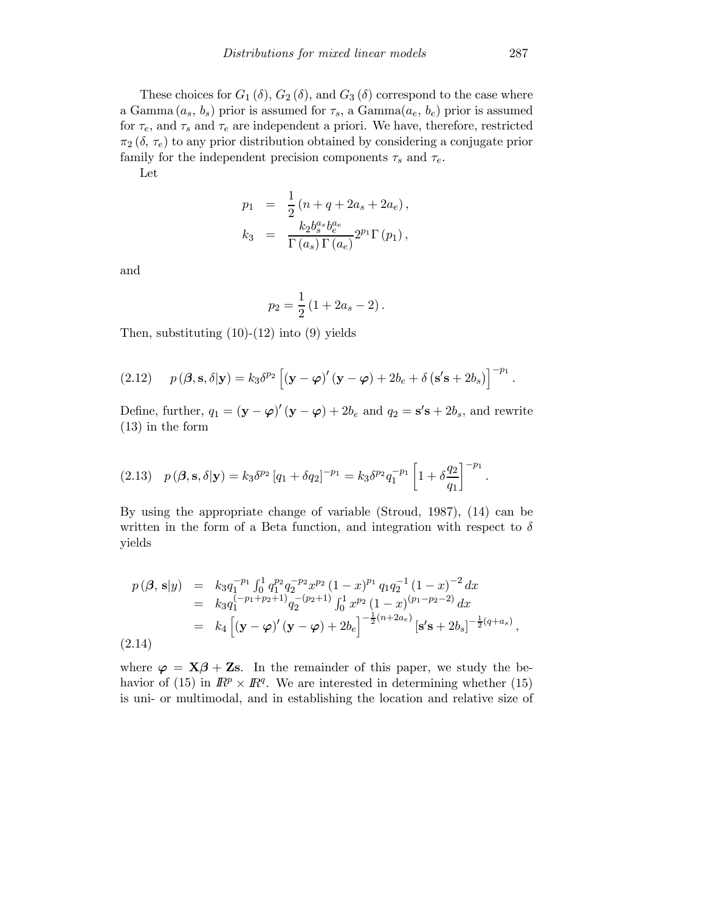These choices for $G_1(\delta)$, $G_2(\delta)$, and $G_3(\delta)$ correspond to the case where a Gamma$(a_s, b_s)$ prior is assumed for $\tau_s$, a Gamma$(a_e, b_e)$ prior is assumed for $\tau_e$, and $\tau_s$ and $\tau_e$ are independent a priori. We have, therefore, restricted $\pi_2(\delta, \tau_e)$ to any prior distribution obtained by considering a conjugate prior family for the independent precision components $\tau_s$ and $\tau_e$.

Let

$$
\begin{aligned}
p_1 &= \frac{1}{2}(n + q + 2a_s + 2a_e), \\
k_3 &= \frac{k_2 b_s^{a_s} b_e^{a_e}}{\Gamma(a_s)\Gamma(a_e)} 2^{p_1}\Gamma(p_1),
\end{aligned}
$$

and

$$
p_2 = \frac{1}{2}(1 + 2a_s - 2).
$$

Then, substituting (10)-(12) into (9) yields

$$
p(\boldsymbol{\beta}, \mathbf{s}, \delta|\mathbf{y}) = k_3 \delta^{p_2} \left[(\mathbf{y} - \boldsymbol{\varphi})'(\mathbf{y} - \boldsymbol{\varphi}) + 2b_e + \delta(\mathbf{s}'\mathbf{s} + 2b_s)\right]^{-p_1}. \tag{2.12}
$$

Define, further, $q_1 = (\mathbf{y} - \boldsymbol{\varphi})'(\mathbf{y} - \boldsymbol{\varphi}) + 2b_e$ and $q_2 = \mathbf{s}'\mathbf{s} + 2b_s$, and rewrite (13) in the form

$$
p(\boldsymbol{\beta}, \mathbf{s}, \delta|\mathbf{y}) = k_3 \delta^{p_2} [q_1 + \delta q_2]^{-p_1} = k_3 \delta^{p_2} q_1^{-p_1} \left[1 + \delta \frac{q_2}{q_1}\right]^{-p_1}. \tag{2.13}
$$

By using the appropriate change of variable (Stroud, 1987), (14) can be written in the form of a Beta function, and integration with respect to $\delta$ yields

$$
\begin{aligned}
p(\boldsymbol{\beta}, \mathbf{s}|y) &= k_3 q_1^{-p_1} \int_0^1 q_1^{p_2} q_2^{-p_2} x^{p_2} (1-x)^{p_1} q_1 q_2^{-1} (1-x)^{-2} dx \\
&= k_3 q_1^{(-p_1+p_2+1)} q_2^{-(p_2+1)} \int_0^1 x^{p_2} (1-x)^{(p_1-p_2-2)} dx \\
&= k_4 \left[(\mathbf{y} - \boldsymbol{\varphi})'(\mathbf{y} - \boldsymbol{\varphi}) + 2b_e\right]^{-\frac{1}{2}(n+2a_e)} [\mathbf{s}'\mathbf{s} + 2b_s]^{-\frac{1}{2}(q+a_s)},
\end{aligned} \tag{2.14}
$$

where $\boldsymbol{\varphi} = \mathbf{X}\boldsymbol{\beta} + \mathbf{Z}\mathbf{s}$. In the remainder of this paper, we study the behavior of (15) in $\mathbb{R}^p \times \mathbb{R}^q$. We are interested in determining whether (15) is uni- or multimodal, and in establishing the location and relative size of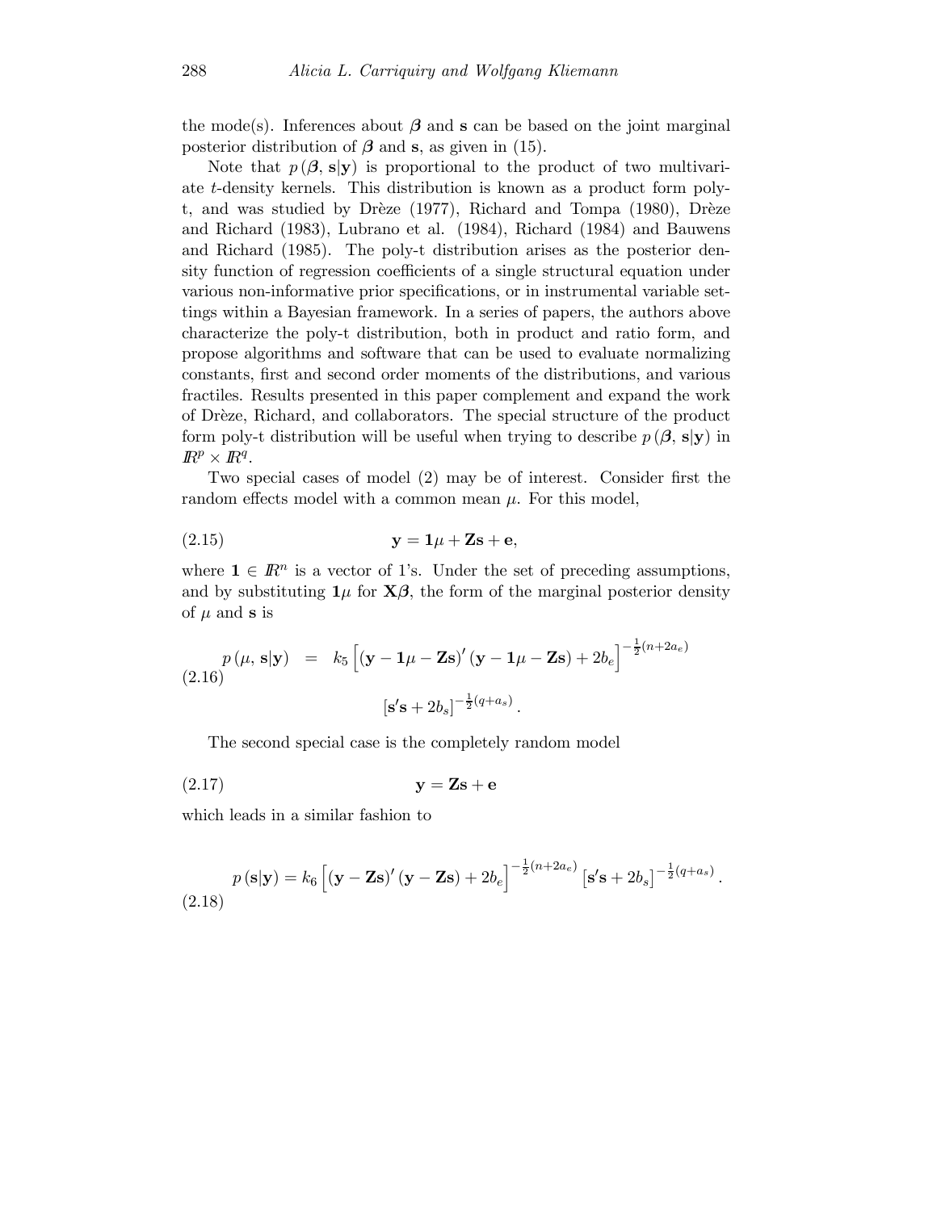the mode(s). Inferences about $\boldsymbol{\beta}$ and $\mathbf{s}$ can be based on the joint marginal posterior distribution of $\boldsymbol{\beta}$ and $\mathbf{s}$, as given in (15).

Note that $p(\boldsymbol{\beta}, \mathbf{s}|\mathbf{y})$ is proportional to the product of two multivariate $t$-density kernels. This distribution is known as a product form poly-t, and was studied by Drèze (1977), Richard and Tompa (1980), Drèze and Richard (1983), Lubrano et al. (1984), Richard (1984) and Bauwens and Richard (1985). The poly-t distribution arises as the posterior density function of regression coefficients of a single structural equation under various non-informative prior specifications, or in instrumental variable settings within a Bayesian framework. In a series of papers, the authors above characterize the poly-t distribution, both in product and ratio form, and propose algorithms and software that can be used to evaluate normalizing constants, first and second order moments of the distributions, and various fractiles. Results presented in this paper complement and expand the work of Drèze, Richard, and collaborators. The special structure of the product form poly-t distribution will be useful when trying to describe $p(\boldsymbol{\beta}, \mathbf{s}|\mathbf{y})$ in $\mathbb{R}^p \times \mathbb{R}^q$.

Two special cases of model (2) may be of interest. Consider first the random effects model with a common mean $\mu$. For this model,

$$\mathbf{y} = \mathbf{1}\mu + \mathbf{Z}\mathbf{s} + \mathbf{e}, \tag{2.15}$$

where $\mathbf{1} \in \mathbb{R}^n$ is a vector of 1's. Under the set of preceding assumptions, and by substituting $\mathbf{1}\mu$ for $\mathbf{X}\boldsymbol{\beta}$, the form of the marginal posterior density of $\mu$ and $\mathbf{s}$ is

$$p(\mu, \mathbf{s}|\mathbf{y}) = k_5 \left[ (\mathbf{y} - \mathbf{1}\mu - \mathbf{Z}\mathbf{s})' (\mathbf{y} - \mathbf{1}\mu - \mathbf{Z}\mathbf{s}) + 2b_e \right]^{-\frac{1}{2}(n+2a_e)} \left[ \mathbf{s}'\mathbf{s} + 2b_s \right]^{-\frac{1}{2}(q+a_s)}. \tag{2.16}$$

The second special case is the completely random model

$$\mathbf{y} = \mathbf{Z}\mathbf{s} + \mathbf{e} \tag{2.17}$$

which leads in a similar fashion to

$$p(\mathbf{s}|\mathbf{y}) = k_6 \left[ (\mathbf{y} - \mathbf{Z}\mathbf{s})' (\mathbf{y} - \mathbf{Z}\mathbf{s}) + 2b_e \right]^{-\frac{1}{2}(n+2a_e)} \left[ \mathbf{s}'\mathbf{s} + 2b_s \right]^{-\frac{1}{2}(q+a_s)}. \tag{2.18}$$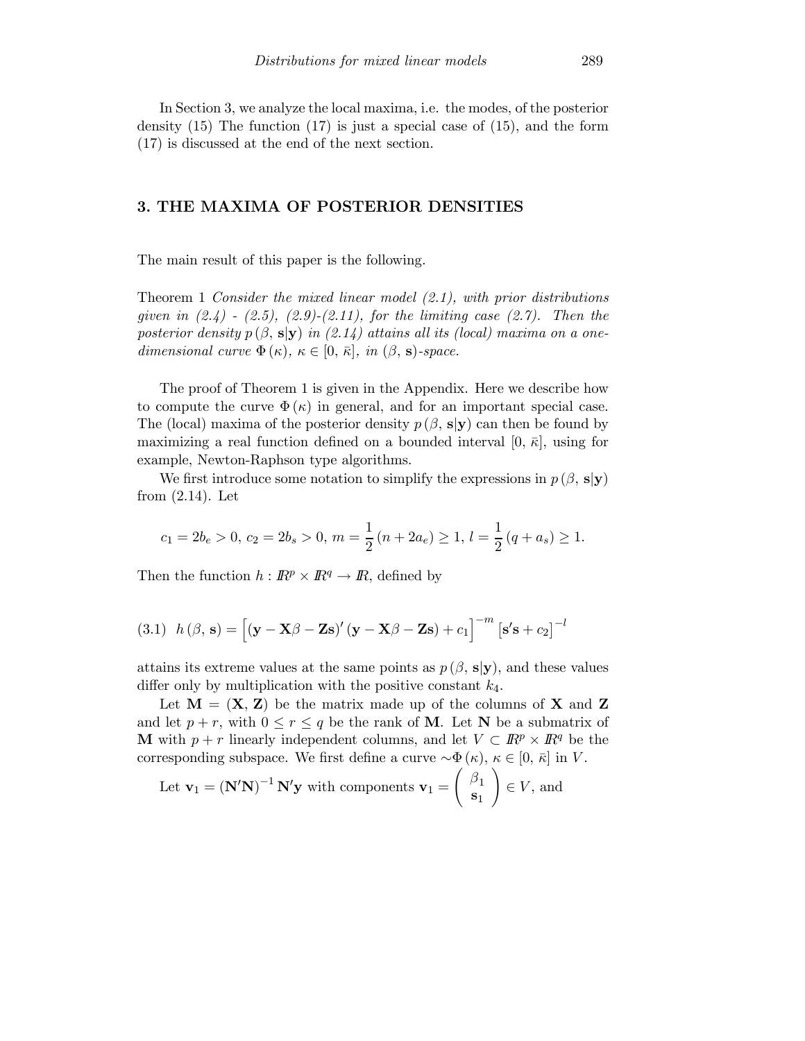In Section 3, we analyze the local maxima, i.e. the modes, of the posterior density (15) The function (17) is just a special case of (15), and the form (17) is discussed at the end of the next section.

## 3. THE MAXIMA OF POSTERIOR DENSITIES

The main result of this paper is the following.

Theorem 1 *Consider the mixed linear model (2.1), with prior distributions given in (2.4) - (2.5), (2.9)-(2.11), for the limiting case (2.7). Then the posterior density $p(\beta, \mathbf{s}|\mathbf{y})$ in (2.14) attains all its (local) maxima on a one-dimensional curve $\Phi(\kappa)$, $\kappa \in [0, \bar{\kappa}]$, in $(\beta, \mathbf{s})$-space.*

The proof of Theorem 1 is given in the Appendix. Here we describe how to compute the curve $\Phi(\kappa)$ in general, and for an important special case. The (local) maxima of the posterior density $p(\beta, \mathbf{s}|\mathbf{y})$ can then be found by maximizing a real function defined on a bounded interval $[0, \bar{\kappa}]$, using for example, Newton-Raphson type algorithms.

We first introduce some notation to simplify the expressions in $p(\beta, \mathbf{s}|\mathbf{y})$ from (2.14). Let

$$c_1 = 2b_e > 0,\ c_2 = 2b_s > 0,\ m = \frac{1}{2}(n + 2a_e) \geq 1,\ l = \frac{1}{2}(q + a_s) \geq 1.$$

Then the function $h : \mathbb{R}^p \times \mathbb{R}^q \to \mathbb{R}$, defined by

$$(3.1)\quad h(\beta, \mathbf{s}) = \left[(\mathbf{y} - \mathbf{X}\beta - \mathbf{Z}\mathbf{s})'(\mathbf{y} - \mathbf{X}\beta - \mathbf{Z}\mathbf{s}) + c_1\right]^{-m}\left[\mathbf{s}'\mathbf{s} + c_2\right]^{-l}$$

attains its extreme values at the same points as $p(\beta, \mathbf{s}|\mathbf{y})$, and these values differ only by multiplication with the positive constant $k_4$.

Let $\mathbf{M} = (\mathbf{X}, \mathbf{Z})$ be the matrix made up of the columns of $\mathbf{X}$ and $\mathbf{Z}$ and let $p + r$, with $0 \leq r \leq q$ be the rank of $\mathbf{M}$. Let $\mathbf{N}$ be a submatrix of $\mathbf{M}$ with $p + r$ linearly independent columns, and let $V \subset \mathbb{R}^p \times \mathbb{R}^q$ be the corresponding subspace. We first define a curve $\sim\Phi(\kappa)$, $\kappa \in [0, \bar{\kappa}]$ in $V$.

Let $\mathbf{v}_1 = (\mathbf{N}'\mathbf{N})^{-1}\mathbf{N}'\mathbf{y}$ with components $\mathbf{v}_1 = \begin{pmatrix} \beta_1 \\ \mathbf{s}_1 \end{pmatrix} \in V$, and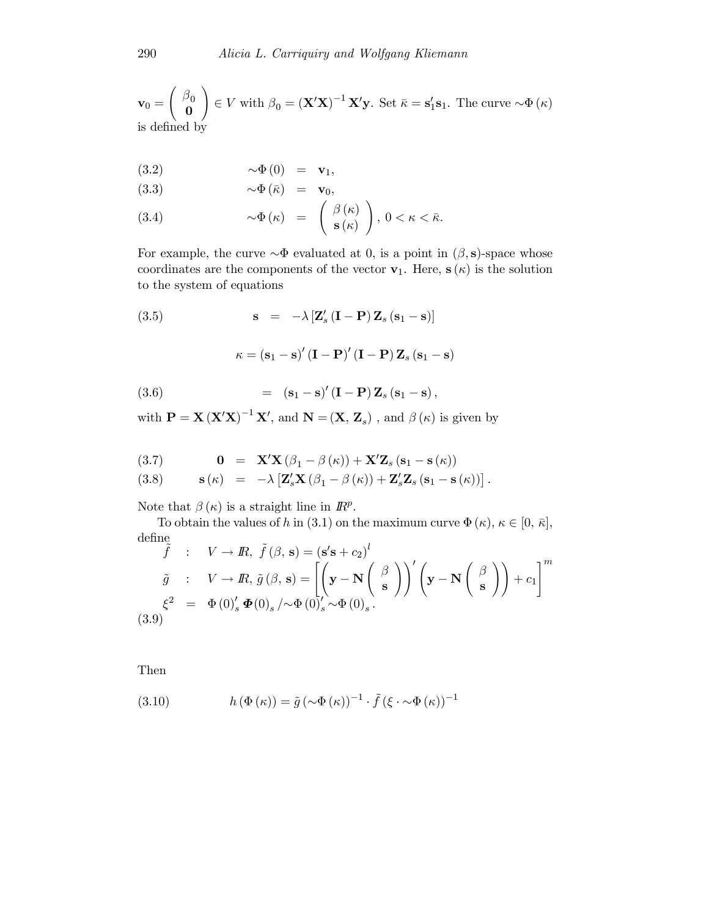$\mathbf{v}_0 = \begin{pmatrix} \beta_0 \\ \mathbf{0} \end{pmatrix} \in V$ with $\beta_0 = (\mathbf{X}'\mathbf{X})^{-1} \mathbf{X}'\mathbf{y}$. Set $\bar{\kappa} = \mathbf{s}_1'\mathbf{s}_1$. The curve $\sim\Phi(\kappa)$ is defined by

$$\sim\Phi(0) = \mathbf{v}_1, \tag{3.2}$$

$$\sim\Phi(\bar{\kappa}) = \mathbf{v}_0, \tag{3.3}$$

$$\sim\Phi(\kappa) = \begin{pmatrix} \beta(\kappa) \\ \mathbf{s}(\kappa) \end{pmatrix}, \; 0 < \kappa < \bar{\kappa}. \tag{3.4}$$

For example, the curve $\sim\Phi$ evaluated at 0, is a point in $(\beta, \mathbf{s})$-space whose coordinates are the components of the vector $\mathbf{v}_1$. Here, $\mathbf{s}(\kappa)$ is the solution to the system of equations

$$\mathbf{s} = -\lambda \left[ \mathbf{Z}_s' (\mathbf{I} - \mathbf{P}) \mathbf{Z}_s (\mathbf{s}_1 - \mathbf{s}) \right] \tag{3.5}$$

$$\kappa = (\mathbf{s}_1 - \mathbf{s})' (\mathbf{I} - \mathbf{P})' (\mathbf{I} - \mathbf{P}) \mathbf{Z}_s (\mathbf{s}_1 - \mathbf{s})$$

$$= (\mathbf{s}_1 - \mathbf{s})' (\mathbf{I} - \mathbf{P}) \mathbf{Z}_s (\mathbf{s}_1 - \mathbf{s}), \tag{3.6}$$

with $\mathbf{P} = \mathbf{X}(\mathbf{X}'\mathbf{X})^{-1} \mathbf{X}'$, and $\mathbf{N} = (\mathbf{X}, \mathbf{Z}_s)$ , and $\beta(\kappa)$ is given by

$$\mathbf{0} = \mathbf{X}'\mathbf{X}(\beta_1 - \beta(\kappa)) + \mathbf{X}'\mathbf{Z}_s(\mathbf{s}_1 - \mathbf{s}(\kappa)) \tag{3.7}$$

$$\mathbf{s}(\kappa) = -\lambda \left[ \mathbf{Z}_s'\mathbf{X}(\beta_1 - \beta(\kappa)) + \mathbf{Z}_s'\mathbf{Z}_s(\mathbf{s}_1 - \mathbf{s}(\kappa)) \right]. \tag{3.8}$$

Note that $\beta(\kappa)$ is a straight line in $\mathbb{R}^p$.

To obtain the values of $h$ in (3.1) on the maximum curve $\Phi(\kappa)$, $\kappa \in [0, \bar{\kappa}]$, define

$$\tilde{f} \; : \; V \to \mathbb{R}, \; \tilde{f}(\beta, \mathbf{s}) = (\mathbf{s}'\mathbf{s} + c_2)^l$$

$$\tilde{g} \; : \; V \to \mathbb{R}, \; \tilde{g}(\beta, \mathbf{s}) = \left[ \left( \mathbf{y} - \mathbf{N} \begin{pmatrix} \beta \\ \mathbf{s} \end{pmatrix} \right)' \left( \mathbf{y} - \mathbf{N} \begin{pmatrix} \beta \\ \mathbf{s} \end{pmatrix} \right) + c_1 \right]^m$$

$$\xi^2 = \Phi(0)_s' \, \boldsymbol{\Phi}(0)_s / \sim\Phi(0)_s' \sim\Phi(0)_s. \tag{3.9}$$

Then

$$h(\Phi(\kappa)) = \tilde{g}(\sim\Phi(\kappa))^{-1} \cdot \tilde{f}(\xi \cdot \sim\Phi(\kappa))^{-1} \tag{3.10}$$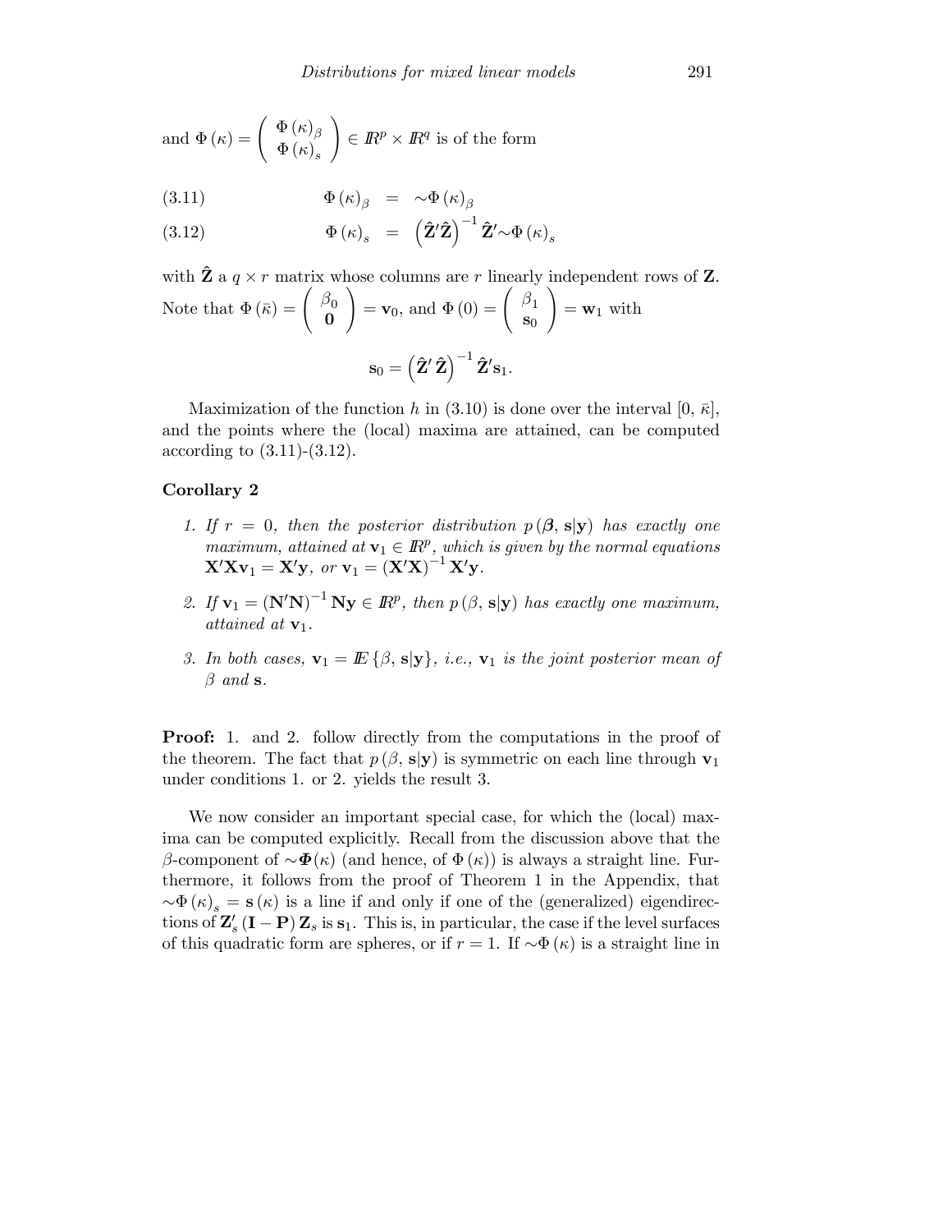and $\Phi(\kappa) = \begin{pmatrix} \Phi(\kappa)_\beta \\ \Phi(\kappa)_s \end{pmatrix} \in I\!R^p \times I\!R^q$ is of the form

$$\Phi(\kappa)_\beta = \sim\Phi(\kappa)_\beta \tag{3.11}$$

$$\Phi(\kappa)_s = \left(\hat{\mathbf{Z}}'\hat{\mathbf{Z}}\right)^{-1} \hat{\mathbf{Z}}' \sim\Phi(\kappa)_s \tag{3.12}$$

with $\hat{\mathbf{Z}}$ a $q \times r$ matrix whose columns are $r$ linearly independent rows of $\mathbf{Z}$. Note that $\Phi(\bar{\kappa}) = \begin{pmatrix} \beta_0 \\ \mathbf{0} \end{pmatrix} = \mathbf{v}_0$, and $\Phi(0) = \begin{pmatrix} \beta_1 \\ \mathbf{s}_0 \end{pmatrix} = \mathbf{w}_1$ with

$$\mathbf{s}_0 = \left(\hat{\mathbf{Z}}'\hat{\mathbf{Z}}\right)^{-1} \hat{\mathbf{Z}}'\mathbf{s}_1.$$

Maximization of the function $h$ in (3.10) is done over the interval $[0, \bar{\kappa}]$, and the points where the (local) maxima are attained, can be computed according to (3.11)-(3.12).

**Corollary 2**

1. *If $r = 0$, then the posterior distribution $p(\boldsymbol{\beta}, \mathbf{s}|\mathbf{y})$ has exactly one maximum, attained at $\mathbf{v}_1 \in I\!R^p$, which is given by the normal equations $\mathbf{X}'\mathbf{X}\mathbf{v}_1 = \mathbf{X}'\mathbf{y}$, or $\mathbf{v}_1 = (\mathbf{X}'\mathbf{X})^{-1}\mathbf{X}'\mathbf{y}$.*
2. *If $\mathbf{v}_1 = (\mathbf{N}'\mathbf{N})^{-1}\mathbf{N}\mathbf{y} \in I\!R^p$, then $p(\beta, \mathbf{s}|\mathbf{y})$ has exactly one maximum, attained at $\mathbf{v}_1$.*
3. *In both cases, $\mathbf{v}_1 = I\!E\{\beta, \mathbf{s}|\mathbf{y}\}$, i.e., $\mathbf{v}_1$ is the joint posterior mean of $\beta$ and $\mathbf{s}$.*

**Proof:** 1. and 2. follow directly from the computations in the proof of the theorem. The fact that $p(\beta, \mathbf{s}|\mathbf{y})$ is symmetric on each line through $\mathbf{v}_1$ under conditions 1. or 2. yields the result 3.

We now consider an important special case, for which the (local) maxima can be computed explicitly. Recall from the discussion above that the $\beta$-component of $\sim\boldsymbol{\Phi}(\kappa)$ (and hence, of $\Phi(\kappa)$) is always a straight line. Furthermore, it follows from the proof of Theorem 1 in the Appendix, that $\sim\Phi(\kappa)_s = \mathbf{s}(\kappa)$ is a line if and only if one of the (generalized) eigendirections of $\mathbf{Z}_s'(\mathbf{I} - \mathbf{P})\mathbf{Z}_s$ is $\mathbf{s}_1$. This is, in particular, the case if the level surfaces of this quadratic form are spheres, or if $r = 1$. If $\sim\Phi(\kappa)$ is a straight line in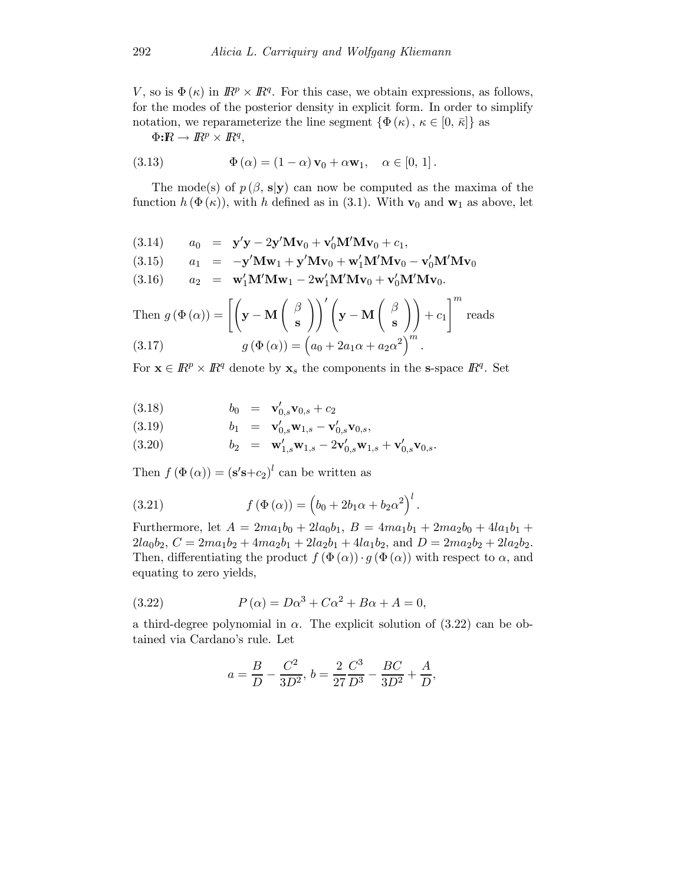$V$, so is $\Phi(\kappa)$ in $\mathbb{R}^p \times \mathbb{R}^q$. For this case, we obtain expressions, as follows, for the modes of the posterior density in explicit form. In order to simplify notation, we reparameterize the line segment $\{\Phi(\kappa), \kappa \in [0, \bar{\kappa}]\}$ as

$\Phi{:}\mathbb{R} \to \mathbb{R}^p \times \mathbb{R}^q$,

$$\Phi(\alpha) = (1-\alpha)\,\mathbf{v}_0 + \alpha \mathbf{w}_1, \quad \alpha \in [0, 1]. \tag{3.13}$$

The mode(s) of $p(\beta, \mathbf{s}|\mathbf{y})$ can now be computed as the maxima of the function $h(\Phi(\kappa))$, with $h$ defined as in (3.1). With $\mathbf{v}_0$ and $\mathbf{w}_1$ as above, let

$$a_0 = \mathbf{y}'\mathbf{y} - 2\mathbf{y}'\mathbf{M}\mathbf{v}_0 + \mathbf{v}_0'\mathbf{M}'\mathbf{M}\mathbf{v}_0 + c_1, \tag{3.14}$$

$$a_1 = -\mathbf{y}'\mathbf{M}\mathbf{w}_1 + \mathbf{y}'\mathbf{M}\mathbf{v}_0 + \mathbf{w}_1'\mathbf{M}'\mathbf{M}\mathbf{v}_0 - \mathbf{v}_0'\mathbf{M}'\mathbf{M}\mathbf{v}_0 \tag{3.15}$$

$$a_2 = \mathbf{w}_1'\mathbf{M}'\mathbf{M}\mathbf{w}_1 - 2\mathbf{w}_1'\mathbf{M}'\mathbf{M}\mathbf{v}_0 + \mathbf{v}_0'\mathbf{M}'\mathbf{M}\mathbf{v}_0. \tag{3.16}$$

Then $g(\Phi(\alpha)) = \left[\left(\mathbf{y} - \mathbf{M}\begin{pmatrix}\beta \\ \mathbf{s}\end{pmatrix}\right)'\left(\mathbf{y} - \mathbf{M}\begin{pmatrix}\beta \\ \mathbf{s}\end{pmatrix}\right) + c_1\right]^m$ reads

$$g(\Phi(\alpha)) = \left(a_0 + 2a_1\alpha + a_2\alpha^2\right)^m. \tag{3.17}$$

For $\mathbf{x} \in \mathbb{R}^p \times \mathbb{R}^q$ denote by $\mathbf{x}_s$ the components in the $\mathbf{s}$-space $\mathbb{R}^q$. Set

$$b_0 = \mathbf{v}_{0,s}'\mathbf{v}_{0,s} + c_2 \tag{3.18}$$

$$b_1 = \mathbf{v}_{0,s}'\mathbf{w}_{1,s} - \mathbf{v}_{0,s}'\mathbf{v}_{0,s}, \tag{3.19}$$

$$b_2 = \mathbf{w}_{1,s}'\mathbf{w}_{1,s} - 2\mathbf{v}_{0,s}'\mathbf{w}_{1,s} + \mathbf{v}_{0,s}'\mathbf{v}_{0,s}. \tag{3.20}$$

Then $f(\Phi(\alpha)) = (\mathbf{s}'\mathbf{s} + c_2)^l$ can be written as

$$f(\Phi(\alpha)) = \left(b_0 + 2b_1\alpha + b_2\alpha^2\right)^l. \tag{3.21}$$

Furthermore, let $A = 2ma_1b_0 + 2la_0b_1$, $B = 4ma_1b_1 + 2ma_2b_0 + 4la_1b_1 + 2la_0b_2$, $C = 2ma_1b_2 + 4ma_2b_1 + 2la_2b_1 + 4la_1b_2$, and $D = 2ma_2b_2 + 2la_2b_2$. Then, differentiating the product $f(\Phi(\alpha)) \cdot g(\Phi(\alpha))$ with respect to $\alpha$, and equating to zero yields,

$$P(\alpha) = D\alpha^3 + C\alpha^2 + B\alpha + A = 0, \tag{3.22}$$

a third-degree polynomial in $\alpha$. The explicit solution of (3.22) can be obtained via Cardano's rule. Let

$$a = \frac{B}{D} - \frac{C^2}{3D^2},\ b = \frac{2}{27}\frac{C^3}{D^3} - \frac{BC}{3D^2} + \frac{A}{D},$$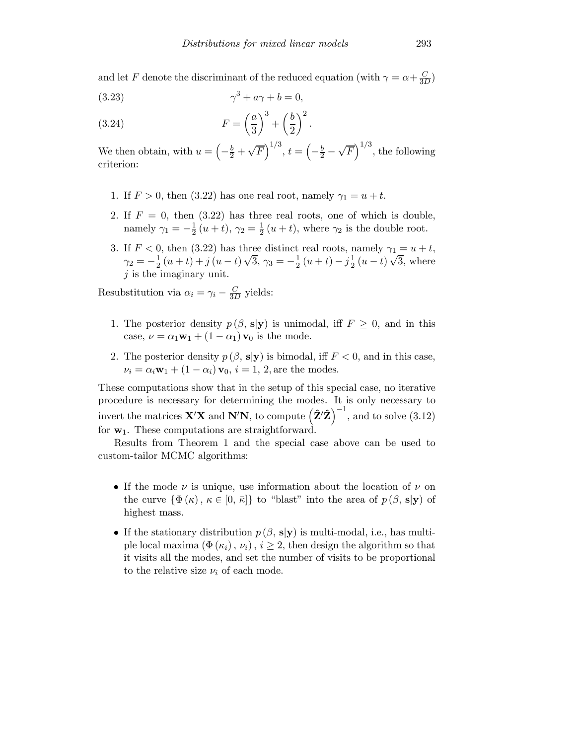and let $F$ denote the discriminant of the reduced equation (with $\gamma = \alpha + \frac{C}{3D}$)

$$\gamma^3 + a\gamma + b = 0, \tag{3.23}$$

$$F = \left(\frac{a}{3}\right)^3 + \left(\frac{b}{2}\right)^2. \tag{3.24}$$

We then obtain, with $u = \left(-\frac{b}{2} + \sqrt{F}\right)^{1/3}$, $t = \left(-\frac{b}{2} - \sqrt{F}\right)^{1/3}$, the following criterion:

1. If $F > 0$, then (3.22) has one real root, namely $\gamma_1 = u + t$.
2. If $F = 0$, then (3.22) has three real roots, one of which is double, namely $\gamma_1 = -\frac{1}{2}(u+t)$, $\gamma_2 = \frac{1}{2}(u+t)$, where $\gamma_2$ is the double root.
3. If $F < 0$, then (3.22) has three distinct real roots, namely $\gamma_1 = u + t$, $\gamma_2 = -\frac{1}{2}(u+t) + j(u-t)\sqrt{3}$, $\gamma_3 = -\frac{1}{2}(u+t) - j\frac{1}{2}(u-t)\sqrt{3}$, where $j$ is the imaginary unit.

Resubstitution via $\alpha_i = \gamma_i - \frac{C}{3D}$ yields:

1. The posterior density $p(\beta, \mathbf{s}|\mathbf{y})$ is unimodal, iff $F \geq 0$, and in this case, $\nu = \alpha_1 \mathbf{w}_1 + (1 - \alpha_1)\mathbf{v}_0$ is the mode.
2. The posterior density $p(\beta, \mathbf{s}|\mathbf{y})$ is bimodal, iff $F < 0$, and in this case, $\nu_i = \alpha_i \mathbf{w}_1 + (1 - \alpha_i)\mathbf{v}_0$, $i = 1, 2,$ are the modes.

These computations show that in the setup of this special case, no iterative procedure is necessary for determining the modes. It is only necessary to invert the matrices $\mathbf{X}'\mathbf{X}$ and $\mathbf{N}'\mathbf{N}$, to compute $\left(\hat{\mathbf{Z}}'\hat{\mathbf{Z}}\right)^{-1}$, and to solve (3.12) for $\mathbf{w}_1$. These computations are straightforward.

Results from Theorem 1 and the special case above can be used to custom-tailor MCMC algorithms:

- If the mode $\nu$ is unique, use information about the location of $\nu$ on the curve $\{\Phi(\kappa), \kappa \in [0, \bar{\kappa}]\}$ to "blast" into the area of $p(\beta, \mathbf{s}|\mathbf{y})$ of highest mass.
- If the stationary distribution $p(\beta, \mathbf{s}|\mathbf{y})$ is multi-modal, i.e., has multiple local maxima $(\Phi(\kappa_i), \nu_i)$, $i \geq 2$, then design the algorithm so that it visits all the modes, and set the number of visits to be proportional to the relative size $\nu_i$ of each mode.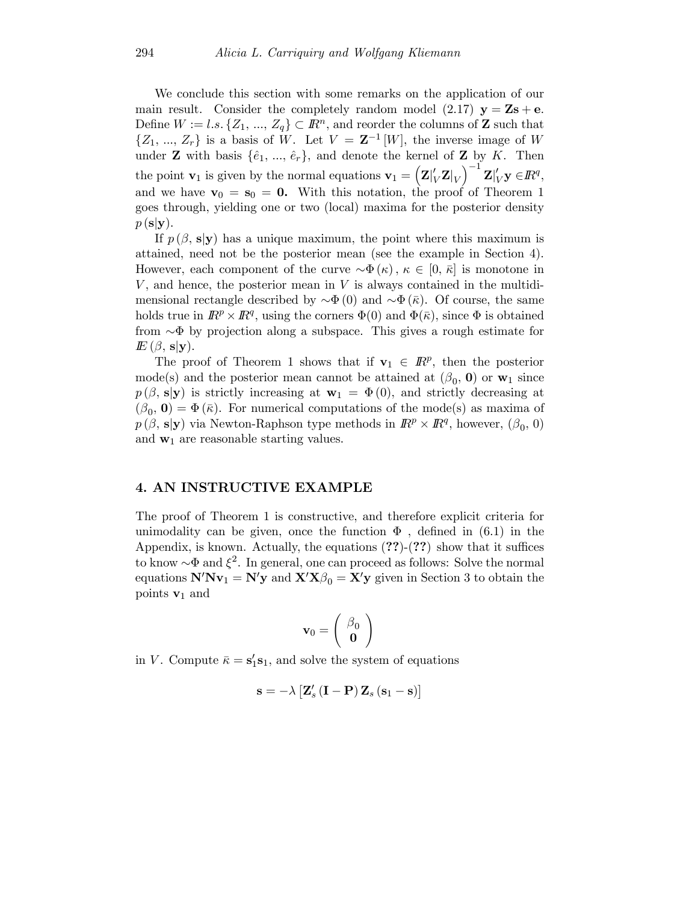We conclude this section with some remarks on the application of our main result. Consider the completely random model (2.17) $\mathbf{y} = \mathbf{Z}\mathbf{s} + \mathbf{e}$. Define $W := l.s.\{Z_1, ..., Z_q\} \subset \mathbb{R}^n$, and reorder the columns of $\mathbf{Z}$ such that $\{Z_1, ..., Z_r\}$ is a basis of $W$. Let $V = \mathbf{Z}^{-1}[W]$, the inverse image of $W$ under $\mathbf{Z}$ with basis $\{\hat{e}_1, ..., \hat{e}_r\}$, and denote the kernel of $\mathbf{Z}$ by $K$. Then the point $\mathbf{v}_1$ is given by the normal equations $\mathbf{v}_1 = \left(\mathbf{Z}|_V' \mathbf{Z}|_V\right)^{-1} \mathbf{Z}|_V' \mathbf{y} \in \mathbb{R}^q$, and we have $\mathbf{v}_0 = \mathbf{s}_0 = \mathbf{0}.$ With this notation, the proof of Theorem 1 goes through, yielding one or two (local) maxima for the posterior density $p(\mathbf{s}|\mathbf{y})$.

If $p(\beta, \mathbf{s}|\mathbf{y})$ has a unique maximum, the point where this maximum is attained, need not be the posterior mean (see the example in Section 4). However, each component of the curve $\sim\Phi(\kappa)$, $\kappa \in [0, \bar{\kappa}]$ is monotone in $V$, and hence, the posterior mean in $V$ is always contained in the multidimensional rectangle described by $\sim\Phi(0)$ and $\sim\Phi(\bar{\kappa})$. Of course, the same holds true in $\mathbb{R}^p \times \mathbb{R}^q$, using the corners $\Phi(0)$ and $\Phi(\bar{\kappa})$, since $\Phi$ is obtained from $\sim\Phi$ by projection along a subspace. This gives a rough estimate for $\mathbb{E}(\beta, \mathbf{s}|\mathbf{y})$.

The proof of Theorem 1 shows that if $\mathbf{v}_1 \in \mathbb{R}^p$, then the posterior mode(s) and the posterior mean cannot be attained at $(\beta_0, \mathbf{0})$ or $\mathbf{w}_1$ since $p(\beta, \mathbf{s}|\mathbf{y})$ is strictly increasing at $\mathbf{w}_1 = \Phi(0)$, and strictly decreasing at $(\beta_0, \mathbf{0}) = \Phi(\bar{\kappa})$. For numerical computations of the mode(s) as maxima of $p(\beta, \mathbf{s}|\mathbf{y})$ via Newton-Raphson type methods in $\mathbb{R}^p \times \mathbb{R}^q$, however, $(\beta_0, 0)$ and $\mathbf{w}_1$ are reasonable starting values.

## 4. AN INSTRUCTIVE EXAMPLE

The proof of Theorem 1 is constructive, and therefore explicit criteria for unimodality can be given, once the function $\Phi$ , defined in (6.1) in the Appendix, is known. Actually, the equations (**??**)-(**??**) show that it suffices to know $\sim\Phi$ and $\xi^2$. In general, one can proceed as follows: Solve the normal equations $\mathbf{N}'\mathbf{N}\mathbf{v}_1 = \mathbf{N}'\mathbf{y}$ and $\mathbf{X}'\mathbf{X}\beta_0 = \mathbf{X}'\mathbf{y}$ given in Section 3 to obtain the points $\mathbf{v}_1$ and

$$\mathbf{v}_0 = \begin{pmatrix} \beta_0 \\ \mathbf{0} \end{pmatrix}$$

in $V$. Compute $\bar{\kappa} = \mathbf{s}_1'\mathbf{s}_1$, and solve the system of equations

$$\mathbf{s} = -\lambda \left[\mathbf{Z}_s' (\mathbf{I} - \mathbf{P}) \mathbf{Z}_s (\mathbf{s}_1 - \mathbf{s})\right]$$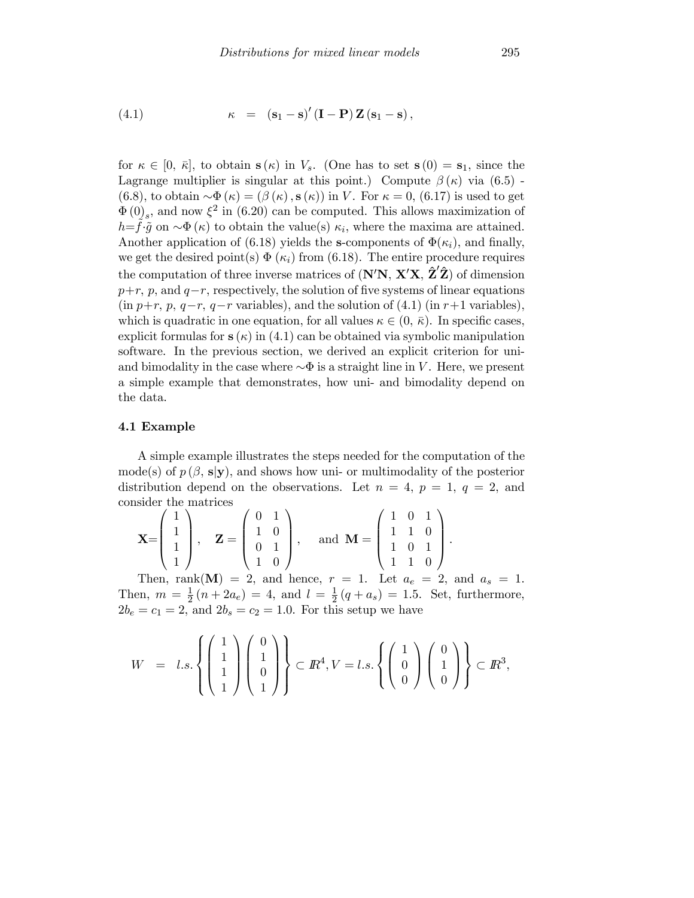$$\kappa \quad = \quad (\mathbf{s}_1 - \mathbf{s})' (\mathbf{I} - \mathbf{P}) \, \mathbf{Z} \, (\mathbf{s}_1 - \mathbf{s}) \,, \tag{4.1}$$

for $\kappa \in [0, \bar{\kappa}]$, to obtain $\mathbf{s}(\kappa)$ in $V_s$. (One has to set $\mathbf{s}(0) = \mathbf{s}_1$, since the Lagrange multiplier is singular at this point.) Compute $\beta(\kappa)$ via (6.5) - (6.8), to obtain $\sim\Phi(\kappa) = (\beta(\kappa), \mathbf{s}(\kappa))$ in $V$. For $\kappa = 0$, (6.17) is used to get $\Phi(0)_s$, and now $\xi^2$ in (6.20) can be computed. This allows maximization of $h = \tilde{f} \cdot \tilde{g}$ on $\sim\Phi(\kappa)$ to obtain the value(s) $\kappa_i$, where the maxima are attained. Another application of (6.18) yields the $\mathbf{s}$-components of $\Phi(\kappa_i)$, and finally, we get the desired point(s) $\Phi(\kappa_i)$ from (6.18). The entire procedure requires the computation of three inverse matrices of ($\mathbf{N}'\mathbf{N}$, $\mathbf{X}'\mathbf{X}$, $\hat{\mathbf{Z}}'\hat{\mathbf{Z}}$) of dimension $p+r$, $p$, and $q-r$, respectively, the solution of five systems of linear equations (in $p+r$, $p$, $q-r$, $q-r$ variables), and the solution of (4.1) (in $r+1$ variables), which is quadratic in one equation, for all values $\kappa \in (0, \bar{\kappa})$. In specific cases, explicit formulas for $\mathbf{s}(\kappa)$ in (4.1) can be obtained via symbolic manipulation software. In the previous section, we derived an explicit criterion for uni- and bimodality in the case where $\sim\Phi$ is a straight line in $V$. Here, we present a simple example that demonstrates, how uni- and bimodality depend on the data.

### 4.1 Example

A simple example illustrates the steps needed for the computation of the mode(s) of $p(\beta, \mathbf{s}|\mathbf{y})$, and shows how uni- or multimodality of the posterior distribution depend on the observations. Let $n = 4$, $p = 1$, $q = 2$, and consider the matrices

$$\mathbf{X} = \begin{pmatrix} 1 \\ 1 \\ 1 \\ 1 \end{pmatrix}, \quad \mathbf{Z} = \begin{pmatrix} 0 & 1 \\ 1 & 0 \\ 0 & 1 \\ 1 & 0 \end{pmatrix}, \quad \text{and } \mathbf{M} = \begin{pmatrix} 1 & 0 & 1 \\ 1 & 1 & 0 \\ 1 & 0 & 1 \\ 1 & 1 & 0 \end{pmatrix}.$$

Then, $\text{rank}(\mathbf{M}) = 2$, and hence, $r = 1$. Let $a_e = 2$, and $a_s = 1$. Then, $m = \frac{1}{2}(n + 2a_e) = 4$, and $l = \frac{1}{2}(q + a_s) = 1.5$. Set, furthermore, $2b_e = c_1 = 2$, and $2b_s = c_2 = 1.0$. For this setup we have

$$W \quad = \quad l.s. \left\{ \begin{pmatrix} 1 \\ 1 \\ 1 \\ 1 \end{pmatrix} \begin{pmatrix} 0 \\ 1 \\ 0 \\ 1 \end{pmatrix} \right\} \subset I\!R^4, V = l.s. \left\{ \begin{pmatrix} 1 \\ 0 \\ 0 \end{pmatrix} \begin{pmatrix} 0 \\ 1 \\ 0 \end{pmatrix} \right\} \subset I\!R^3,$$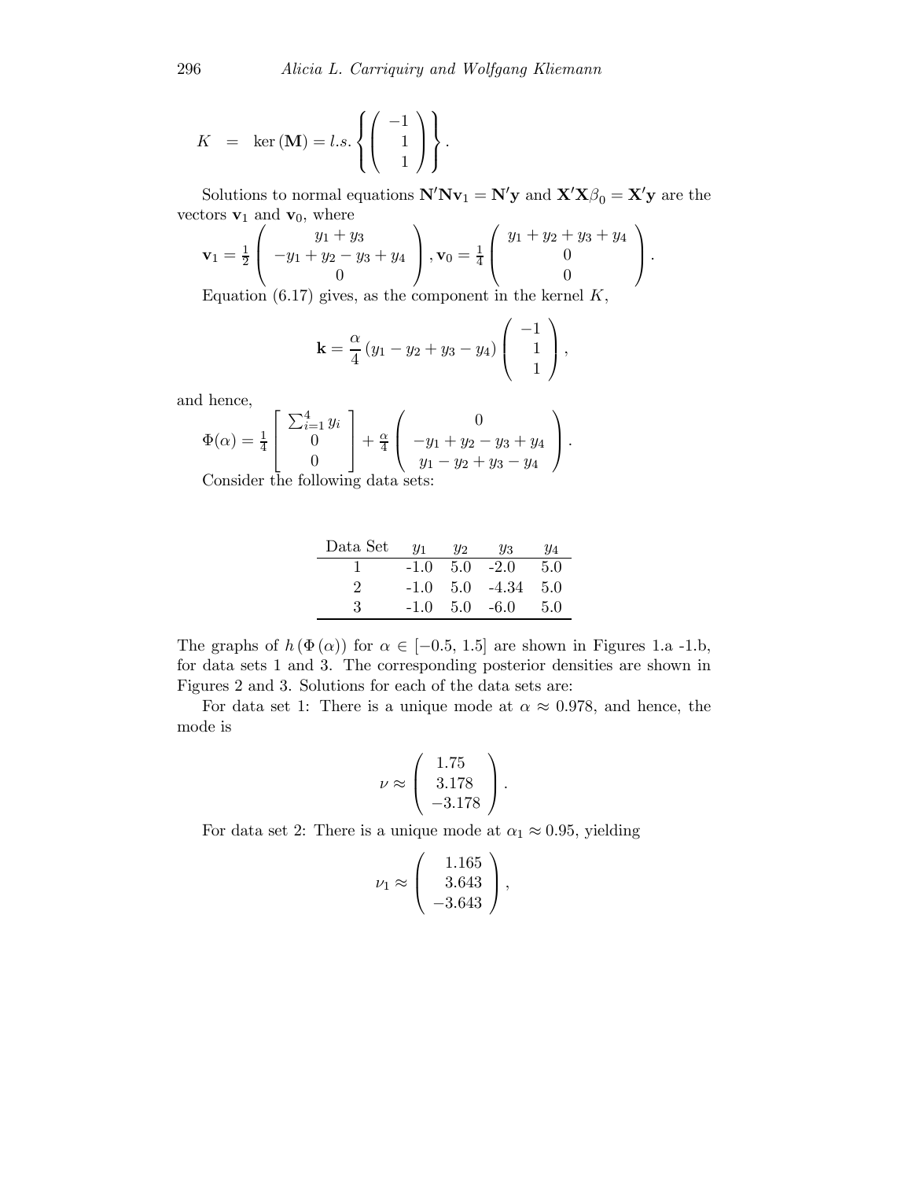$$K \quad = \quad \ker(\mathbf{M}) = l.s. \left\{ \begin{pmatrix} -1 \\ 1 \\ 1 \end{pmatrix} \right\}.$$

Solutions to normal equations $\mathbf{N}'\mathbf{N}\mathbf{v}_1 = \mathbf{N}'\mathbf{y}$ and $\mathbf{X}'\mathbf{X}\beta_0 = \mathbf{X}'\mathbf{y}$ are the vectors $\mathbf{v}_1$ and $\mathbf{v}_0$, where

$$\mathbf{v}_1 = \tfrac{1}{2} \begin{pmatrix} y_1 + y_3 \\ -y_1 + y_2 - y_3 + y_4 \\ 0 \end{pmatrix}, \mathbf{v}_0 = \tfrac{1}{4} \begin{pmatrix} y_1 + y_2 + y_3 + y_4 \\ 0 \\ 0 \end{pmatrix}.$$

Equation (6.17) gives, as the component in the kernel $K$,

$$\mathbf{k} = \frac{\alpha}{4} (y_1 - y_2 + y_3 - y_4) \begin{pmatrix} -1 \\ 1 \\ 1 \end{pmatrix},$$

and hence,

$$\Phi(\alpha) = \tfrac{1}{4} \begin{bmatrix} \sum_{i=1}^{4} y_i \\ 0 \\ 0 \end{bmatrix} + \tfrac{\alpha}{4} \begin{pmatrix} 0 \\ -y_1 + y_2 - y_3 + y_4 \\ y_1 - y_2 + y_3 - y_4 \end{pmatrix}.$$

Consider the following data sets:

| Data Set | $y_1$ | $y_2$ | $y_3$ | $y_4$ |
|---|---|---|---|---|
| 1 | -1.0 | 5.0 | -2.0 | 5.0 |
| 2 | -1.0 | 5.0 | -4.34 | 5.0 |
| 3 | -1.0 | 5.0 | -6.0 | 5.0 |

The graphs of $h(\Phi(\alpha))$ for $\alpha \in [-0.5, 1.5]$ are shown in Figures 1.a -1.b, for data sets 1 and 3. The corresponding posterior densities are shown in Figures 2 and 3. Solutions for each of the data sets are:

For data set 1: There is a unique mode at $\alpha \approx 0.978$, and hence, the mode is

$$\nu \approx \begin{pmatrix} 1.75 \\ 3.178 \\ -3.178 \end{pmatrix}.$$

For data set 2: There is a unique mode at $\alpha_1 \approx 0.95$, yielding

$$\nu_1 \approx \begin{pmatrix} 1.165 \\ 3.643 \\ -3.643 \end{pmatrix},$$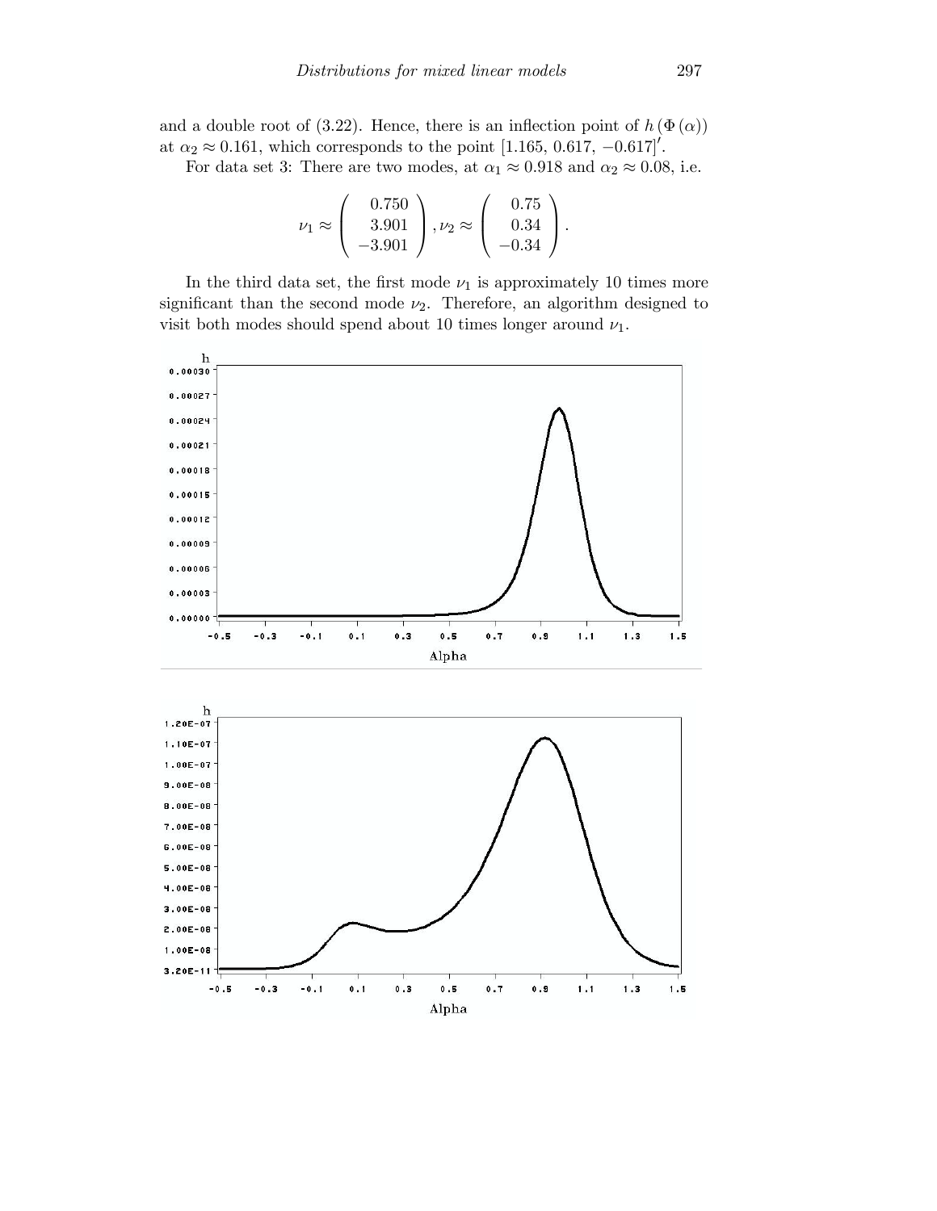and a double root of (3.22). Hence, there is an inflection point of $h(\Phi(\alpha))$ at $\alpha_2 \approx 0.161$, which corresponds to the point $[1.165,\ 0.617,\ -0.617]'$.

For data set 3: There are two modes, at $\alpha_1 \approx 0.918$ and $\alpha_2 \approx 0.08$, i.e.

$$\nu_1 \approx \begin{pmatrix} 0.750 \\ 3.901 \\ -3.901 \end{pmatrix}, \nu_2 \approx \begin{pmatrix} 0.75 \\ 0.34 \\ -0.34 \end{pmatrix}.$$

In the third data set, the first mode $\nu_1$ is approximately 10 times more significant than the second mode $\nu_2$. Therefore, an algorithm designed to visit both modes should spend about 10 times longer around $\nu_1$.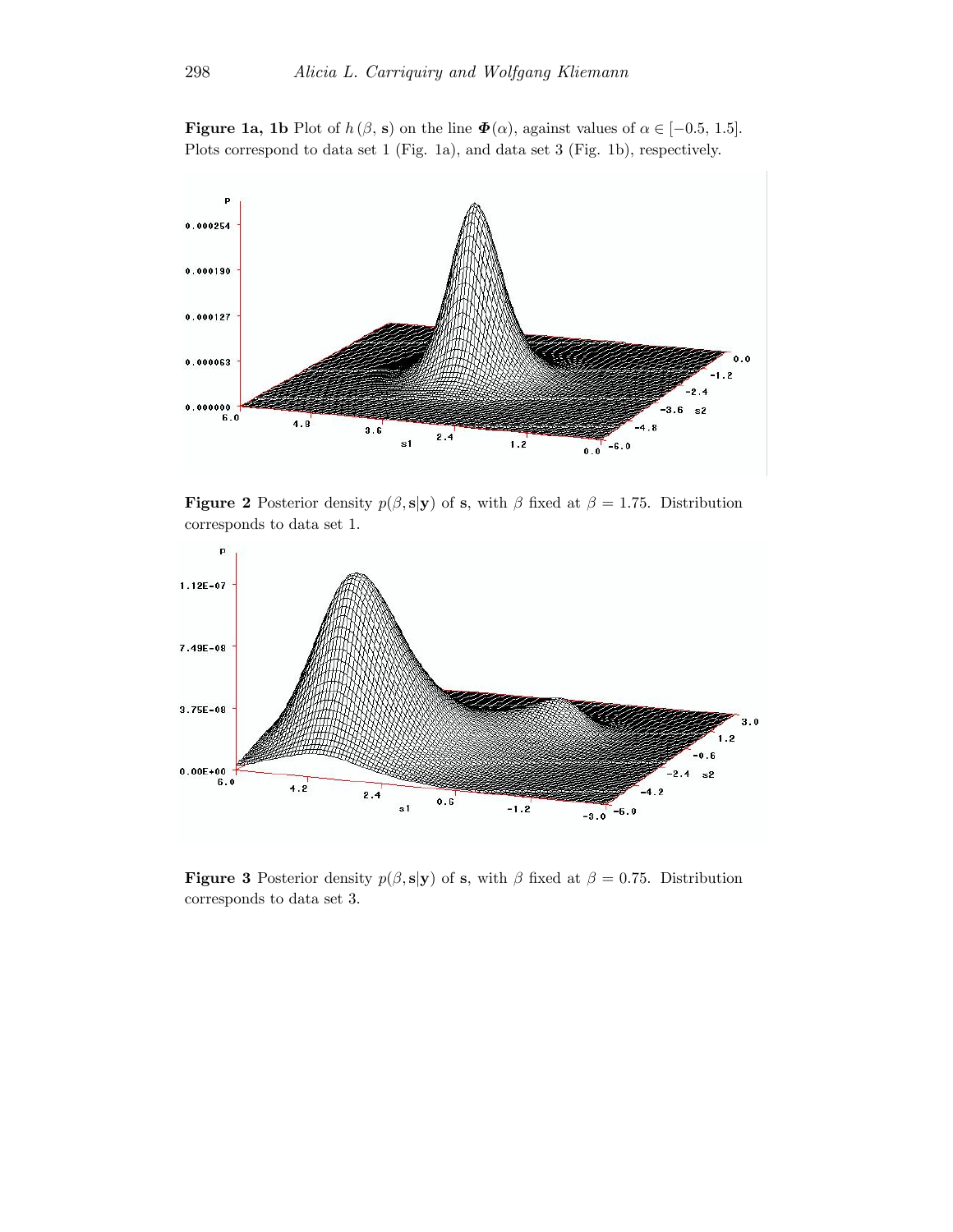**Figure 1a, 1b** Plot of $h(\beta, \mathbf{s})$ on the line $\boldsymbol{\Phi}(\alpha)$, against values of $\alpha \in [-0.5, 1.5]$. Plots correspond to data set 1 (Fig. 1a), and data set 3 (Fig. 1b), respectively.

**Figure 2** Posterior density $p(\beta, \mathbf{s}|\mathbf{y})$ of $\mathbf{s}$, with $\beta$ fixed at $\beta = 1.75$. Distribution corresponds to data set 1.

**Figure 3** Posterior density $p(\beta, \mathbf{s}|\mathbf{y})$ of $\mathbf{s}$, with $\beta$ fixed at $\beta = 0.75$. Distribution corresponds to data set 3.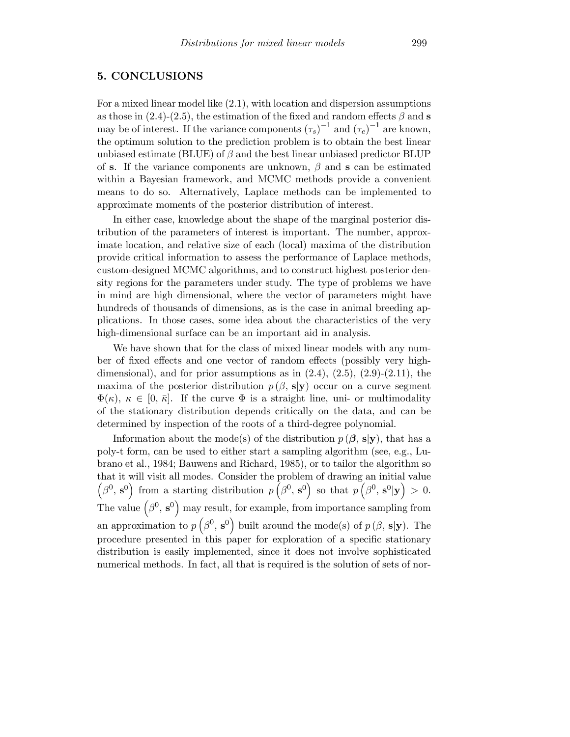## 5. CONCLUSIONS

For a mixed linear model like (2.1), with location and dispersion assumptions as those in (2.4)-(2.5), the estimation of the fixed and random effects $\beta$ and $\mathbf{s}$ may be of interest. If the variance components $(\tau_s)^{-1}$ and $(\tau_e)^{-1}$ are known, the optimum solution to the prediction problem is to obtain the best linear unbiased estimate (BLUE) of $\beta$ and the best linear unbiased predictor BLUP of $\mathbf{s}$. If the variance components are unknown, $\beta$ and $\mathbf{s}$ can be estimated within a Bayesian framework, and MCMC methods provide a convenient means to do so. Alternatively, Laplace methods can be implemented to approximate moments of the posterior distribution of interest.

In either case, knowledge about the shape of the marginal posterior distribution of the parameters of interest is important. The number, approximate location, and relative size of each (local) maxima of the distribution provide critical information to assess the performance of Laplace methods, custom-designed MCMC algorithms, and to construct highest posterior density regions for the parameters under study. The type of problems we have in mind are high dimensional, where the vector of parameters might have hundreds of thousands of dimensions, as is the case in animal breeding applications. In those cases, some idea about the characteristics of the very high-dimensional surface can be an important aid in analysis.

We have shown that for the class of mixed linear models with any number of fixed effects and one vector of random effects (possibly very high-dimensional), and for prior assumptions as in (2.4), (2.5), (2.9)-(2.11), the maxima of the posterior distribution $p(\beta, \mathbf{s}|\mathbf{y})$ occur on a curve segment $\Phi(\kappa)$, $\kappa \in [0, \bar{\kappa}]$. If the curve $\Phi$ is a straight line, uni- or multimodality of the stationary distribution depends critically on the data, and can be determined by inspection of the roots of a third-degree polynomial.

Information about the mode(s) of the distribution $p(\boldsymbol{\beta}, \mathbf{s}|\mathbf{y})$, that has a poly-t form, can be used to either start a sampling algorithm (see, e.g., Lubrano et al., 1984; Bauwens and Richard, 1985), or to tailor the algorithm so that it will visit all modes. Consider the problem of drawing an initial value $\left(\beta^0, \mathbf{s}^0\right)$ from a starting distribution $p\left(\beta^0, \mathbf{s}^0\right)$ so that $p\left(\beta^0, \mathbf{s}^0|\mathbf{y}\right) > 0$. The value $\left(\beta^0, \mathbf{s}^0\right)$ may result, for example, from importance sampling from an approximation to $p\left(\beta^0, \mathbf{s}^0\right)$ built around the mode(s) of $p(\beta, \mathbf{s}|\mathbf{y})$. The procedure presented in this paper for exploration of a specific stationary distribution is easily implemented, since it does not involve sophisticated numerical methods. In fact, all that is required is the solution of sets of nor-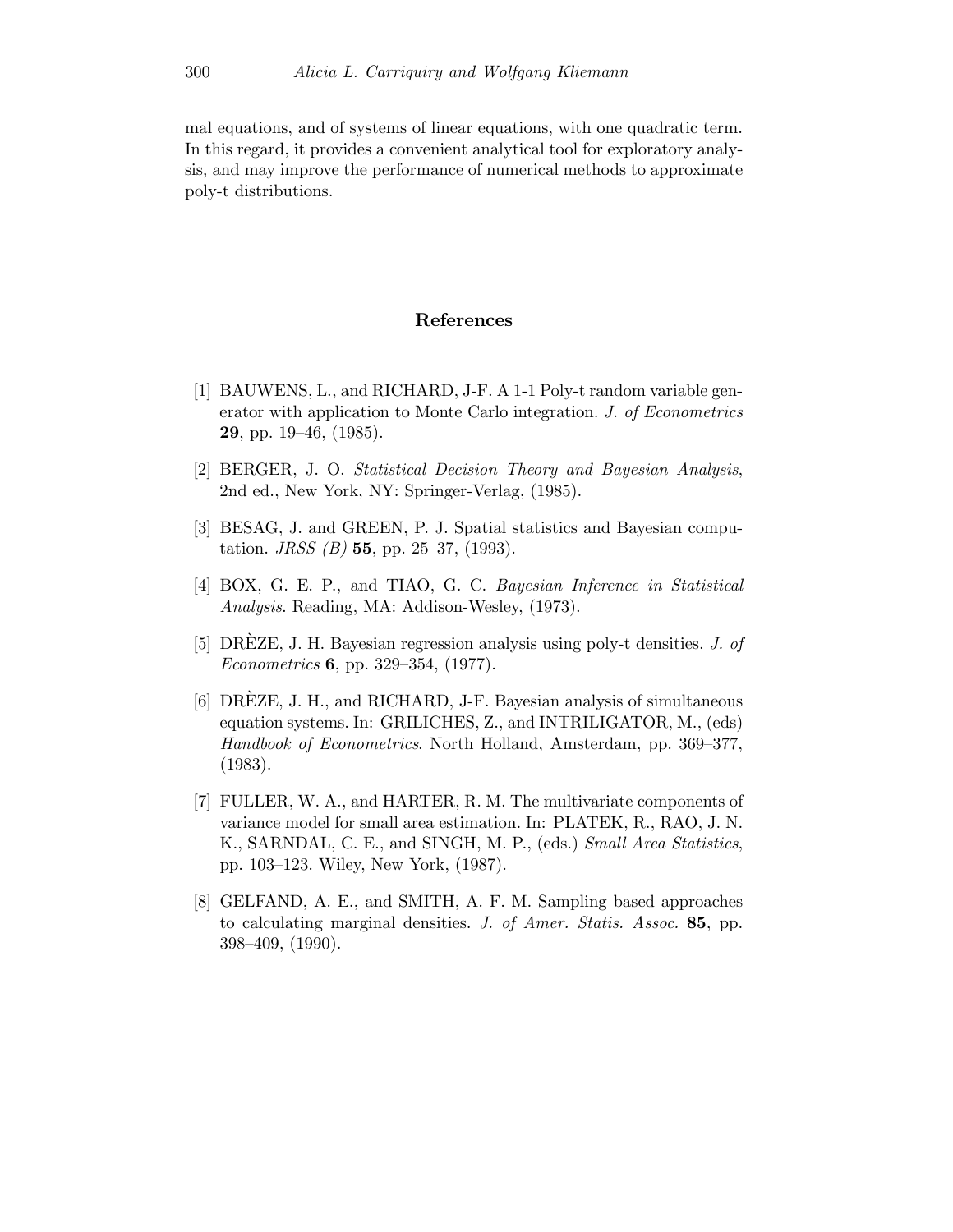mal equations, and of systems of linear equations, with one quadratic term. In this regard, it provides a convenient analytical tool for exploratory analysis, and may improve the performance of numerical methods to approximate poly-t distributions.

## References

[1] BAUWENS, L., and RICHARD, J-F. A 1-1 Poly-t random variable generator with application to Monte Carlo integration. *J. of Econometrics* **29**, pp. 19–46, (1985).

[2] BERGER, J. O. *Statistical Decision Theory and Bayesian Analysis*, 2nd ed., New York, NY: Springer-Verlag, (1985).

[3] BESAG, J. and GREEN, P. J. Spatial statistics and Bayesian computation. *JRSS (B)* **55**, pp. 25–37, (1993).

[4] BOX, G. E. P., and TIAO, G. C. *Bayesian Inference in Statistical Analysis*. Reading, MA: Addison-Wesley, (1973).

[5] DRÈZE, J. H. Bayesian regression analysis using poly-t densities. *J. of Econometrics* **6**, pp. 329–354, (1977).

[6] DRÈZE, J. H., and RICHARD, J-F. Bayesian analysis of simultaneous equation systems. In: GRILICHES, Z., and INTRILIGATOR, M., (eds) *Handbook of Econometrics*. North Holland, Amsterdam, pp. 369–377, (1983).

[7] FULLER, W. A., and HARTER, R. M. The multivariate components of variance model for small area estimation. In: PLATEK, R., RAO, J. N. K., SARNDAL, C. E., and SINGH, M. P., (eds.) *Small Area Statistics*, pp. 103–123. Wiley, New York, (1987).

[8] GELFAND, A. E., and SMITH, A. F. M. Sampling based approaches to calculating marginal densities. *J. of Amer. Statis. Assoc.* **85**, pp. 398–409, (1990).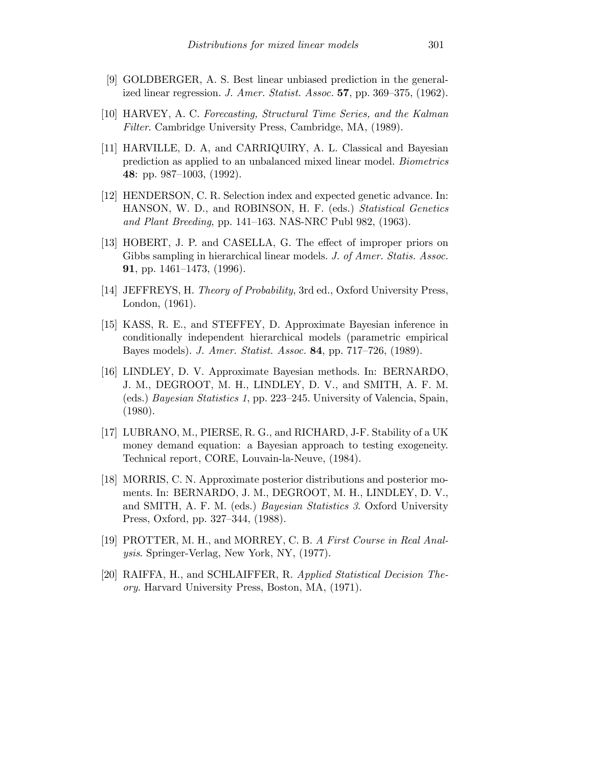[9] GOLDBERGER, A. S. Best linear unbiased prediction in the generalized linear regression. *J. Amer. Statist. Assoc.* **57**, pp. 369–375, (1962).

[10] HARVEY, A. C. *Forecasting, Structural Time Series, and the Kalman Filter*. Cambridge University Press, Cambridge, MA, (1989).

[11] HARVILLE, D. A, and CARRIQUIRY, A. L. Classical and Bayesian prediction as applied to an unbalanced mixed linear model. *Biometrics* **48**: pp. 987–1003, (1992).

[12] HENDERSON, C. R. Selection index and expected genetic advance. In: HANSON, W. D., and ROBINSON, H. F. (eds.) *Statistical Genetics and Plant Breeding*, pp. 141–163. NAS-NRC Publ 982, (1963).

[13] HOBERT, J. P. and CASELLA, G. The effect of improper priors on Gibbs sampling in hierarchical linear models. *J. of Amer. Statis. Assoc.* **91**, pp. 1461–1473, (1996).

[14] JEFFREYS, H. *Theory of Probability*, 3rd ed., Oxford University Press, London, (1961).

[15] KASS, R. E., and STEFFEY, D. Approximate Bayesian inference in conditionally independent hierarchical models (parametric empirical Bayes models). *J. Amer. Statist. Assoc.* **84**, pp. 717–726, (1989).

[16] LINDLEY, D. V. Approximate Bayesian methods. In: BERNARDO, J. M., DEGROOT, M. H., LINDLEY, D. V., and SMITH, A. F. M. (eds.) *Bayesian Statistics 1*, pp. 223–245. University of Valencia, Spain, (1980).

[17] LUBRANO, M., PIERSE, R. G., and RICHARD, J-F. Stability of a UK money demand equation: a Bayesian approach to testing exogeneity. Technical report, CORE, Louvain-la-Neuve, (1984).

[18] MORRIS, C. N. Approximate posterior distributions and posterior moments. In: BERNARDO, J. M., DEGROOT, M. H., LINDLEY, D. V., and SMITH, A. F. M. (eds.) *Bayesian Statistics 3*. Oxford University Press, Oxford, pp. 327–344, (1988).

[19] PROTTER, M. H., and MORREY, C. B. *A First Course in Real Analysis*. Springer-Verlag, New York, NY, (1977).

[20] RAIFFA, H., and SCHLAIFFER, R. *Applied Statistical Decision Theory*. Harvard University Press, Boston, MA, (1971).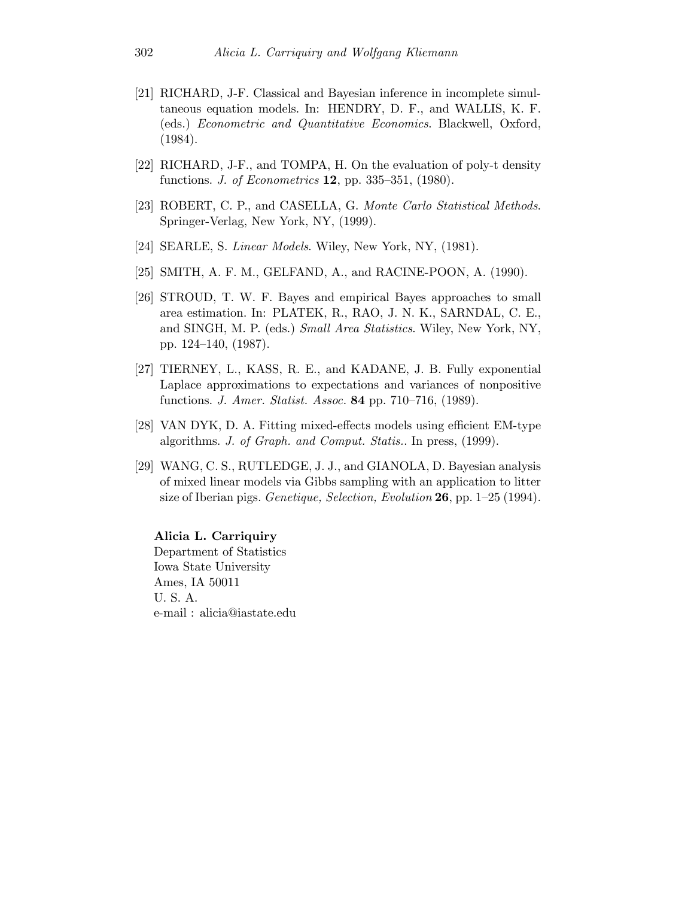[21] RICHARD, J-F. Classical and Bayesian inference in incomplete simultaneous equation models. In: HENDRY, D. F., and WALLIS, K. F. (eds.) *Econometric and Quantitative Economics*. Blackwell, Oxford, (1984).

[22] RICHARD, J-F., and TOMPA, H. On the evaluation of poly-t density functions. *J. of Econometrics* **12**, pp. 335–351, (1980).

[23] ROBERT, C. P., and CASELLA, G. *Monte Carlo Statistical Methods*. Springer-Verlag, New York, NY, (1999).

[24] SEARLE, S. *Linear Models*. Wiley, New York, NY, (1981).

[25] SMITH, A. F. M., GELFAND, A., and RACINE-POON, A. (1990).

[26] STROUD, T. W. F. Bayes and empirical Bayes approaches to small area estimation. In: PLATEK, R., RAO, J. N. K., SARNDAL, C. E., and SINGH, M. P. (eds.) *Small Area Statistics*. Wiley, New York, NY, pp. 124–140, (1987).

[27] TIERNEY, L., KASS, R. E., and KADANE, J. B. Fully exponential Laplace approximations to expectations and variances of nonpositive functions. *J. Amer. Statist. Assoc.* **84** pp. 710–716, (1989).

[28] VAN DYK, D. A. Fitting mixed-effects models using efficient EM-type algorithms. *J. of Graph. and Comput. Statis.*. In press, (1999).

[29] WANG, C. S., RUTLEDGE, J. J., and GIANOLA, D. Bayesian analysis of mixed linear models via Gibbs sampling with an application to litter size of Iberian pigs. *Genetique, Selection, Evolution* **26**, pp. 1–25 (1994).

**Alicia L. Carriquiry**
Department of Statistics
Iowa State University
Ames, IA 50011
U. S. A.
e-mail : alicia@iastate.edu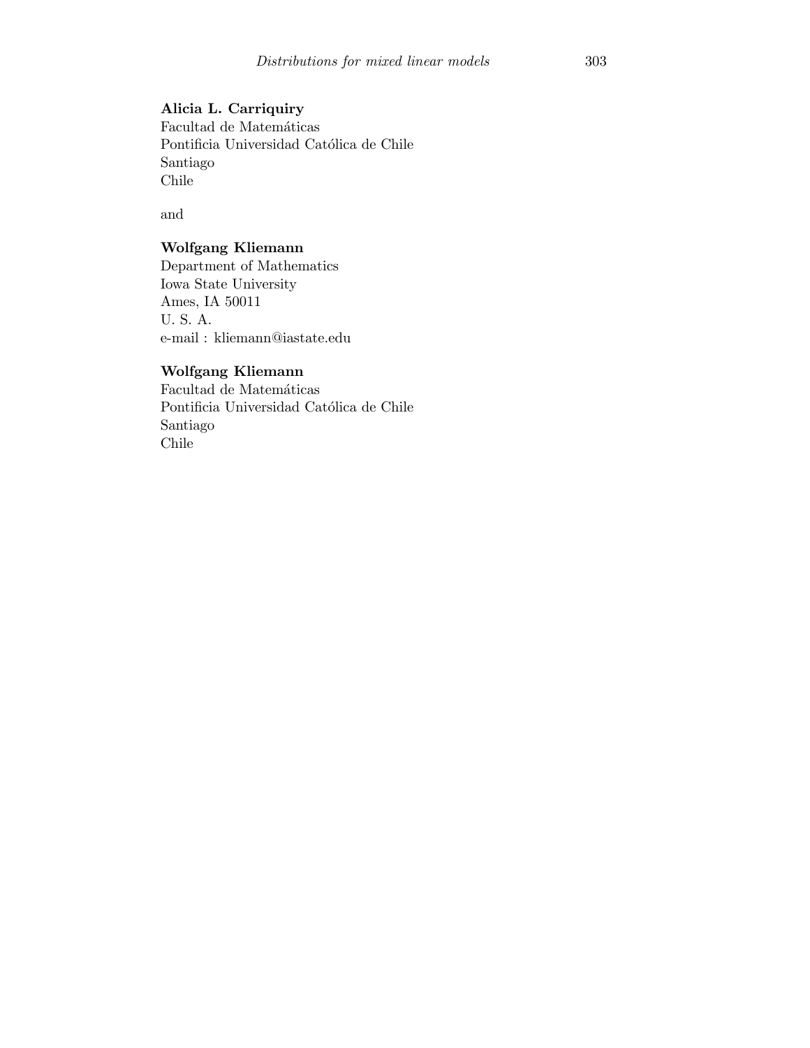**Alicia L. Carriquiry**  
Facultad de Matemáticas  
Pontificia Universidad Católica de Chile  
Santiago  
Chile

and

**Wolfgang Kliemann**  
Department of Mathematics  
Iowa State University  
Ames, IA 50011  
U. S. A.  
e-mail : kliemann@iastate.edu

**Wolfgang Kliemann**  
Facultad de Matemáticas  
Pontificia Universidad Católica de Chile  
Santiago  
Chile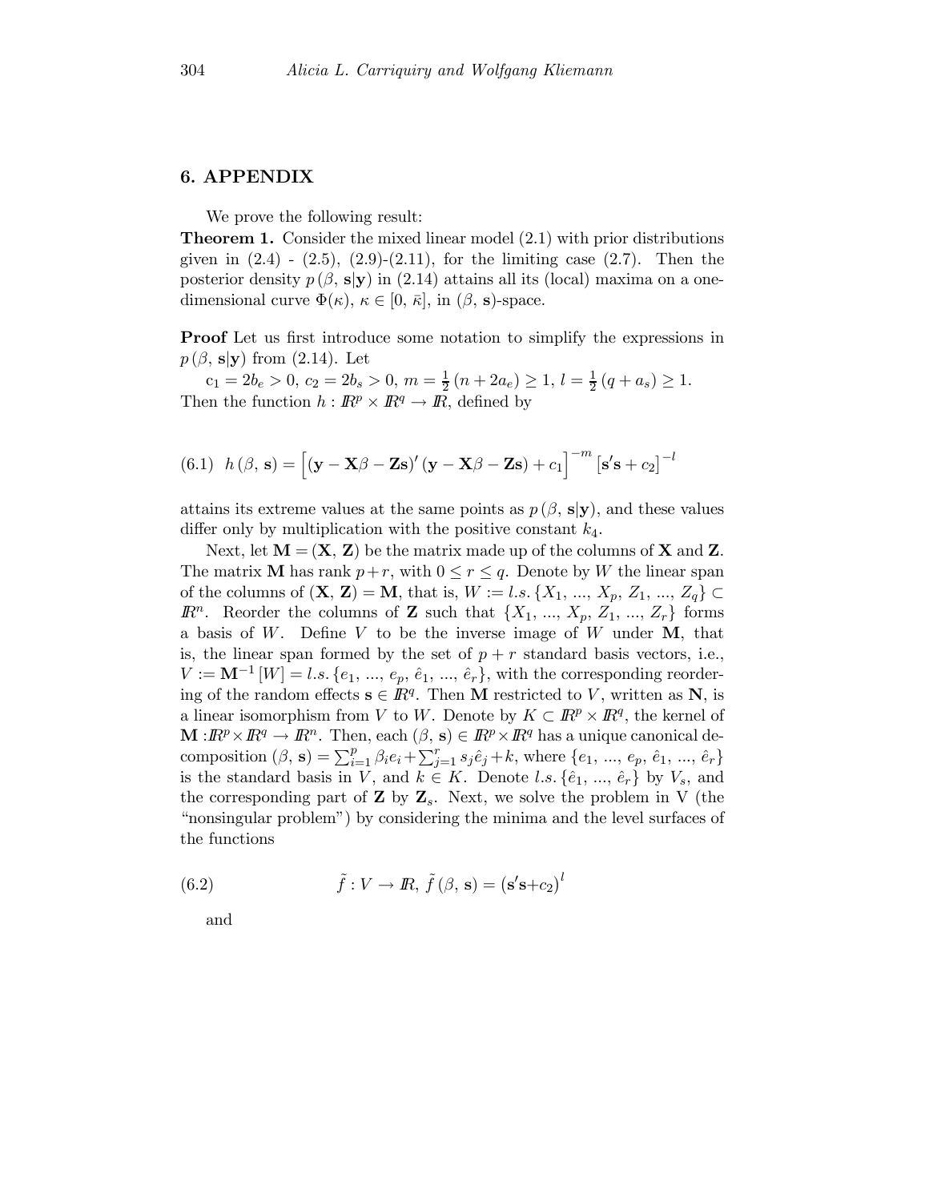## 6. APPENDIX

We prove the following result:

**Theorem 1.** Consider the mixed linear model (2.1) with prior distributions given in (2.4) - (2.5), (2.9)-(2.11), for the limiting case (2.7). Then the posterior density $p(\beta, \mathbf{s}|\mathbf{y})$ in (2.14) attains all its (local) maxima on a one-dimensional curve $\Phi(\kappa)$, $\kappa \in [0, \bar{\kappa}]$, in $(\beta, \mathbf{s})$-space.

**Proof** Let us first introduce some notation to simplify the expressions in $p(\beta, \mathbf{s}|\mathbf{y})$ from (2.14). Let

$c_1 = 2b_e > 0$, $c_2 = 2b_s > 0$, $m = \frac{1}{2}(n + 2a_e) \geq 1$, $l = \frac{1}{2}(q + a_s) \geq 1$.

Then the function $h : \mathbb{R}^p \times \mathbb{R}^q \to \mathbb{R}$, defined by

$$(6.1) \quad h(\beta, \mathbf{s}) = \left[(\mathbf{y} - \mathbf{X}\beta - \mathbf{Z}\mathbf{s})' (\mathbf{y} - \mathbf{X}\beta - \mathbf{Z}\mathbf{s}) + c_1\right]^{-m} \left[\mathbf{s}'\mathbf{s} + c_2\right]^{-l}$$

attains its extreme values at the same points as $p(\beta, \mathbf{s}|\mathbf{y})$, and these values differ only by multiplication with the positive constant $k_4$.

Next, let $\mathbf{M} = (\mathbf{X}, \mathbf{Z})$ be the matrix made up of the columns of $\mathbf{X}$ and $\mathbf{Z}$. The matrix $\mathbf{M}$ has rank $p+r$, with $0 \leq r \leq q$. Denote by $W$ the linear span of the columns of $(\mathbf{X}, \mathbf{Z}) = \mathbf{M}$, that is, $W := l.s.\{X_1, ..., X_p, Z_1, ..., Z_q\} \subset \mathbb{R}^n$. Reorder the columns of $\mathbf{Z}$ such that $\{X_1, ..., X_p, Z_1, ..., Z_r\}$ forms a basis of $W$. Define $V$ to be the inverse image of $W$ under $\mathbf{M}$, that is, the linear span formed by the set of $p+r$ standard basis vectors, i.e., $V := \mathbf{M}^{-1}[W] = l.s.\{e_1, ..., e_p, \hat{e}_1, ..., \hat{e}_r\}$, with the corresponding reordering of the random effects $\mathbf{s} \in \mathbb{R}^q$. Then $\mathbf{M}$ restricted to $V$, written as $\mathbf{N}$, is a linear isomorphism from $V$ to $W$. Denote by $K \subset \mathbb{R}^p \times \mathbb{R}^q$, the kernel of $\mathbf{M} : \mathbb{R}^p \times \mathbb{R}^q \to \mathbb{R}^n$. Then, each $(\beta, \mathbf{s}) \in \mathbb{R}^p \times \mathbb{R}^q$ has a unique canonical decomposition $(\beta, \mathbf{s}) = \sum_{i=1}^{p} \beta_i e_i + \sum_{j=1}^{r} s_j \hat{e}_j + k$, where $\{e_1, ..., e_p, \hat{e}_1, ..., \hat{e}_r\}$ is the standard basis in $V$, and $k \in K$. Denote $l.s.\{\hat{e}_1, ..., \hat{e}_r\}$ by $V_s$, and the corresponding part of $\mathbf{Z}$ by $\mathbf{Z}_s$. Next, we solve the problem in V (the "nonsingular problem") by considering the minima and the level surfaces of the functions

$$(6.2) \quad \tilde{f} : V \to \mathbb{R}, \; \tilde{f}(\beta, \mathbf{s}) = (\mathbf{s}'\mathbf{s} + c_2)^l$$

and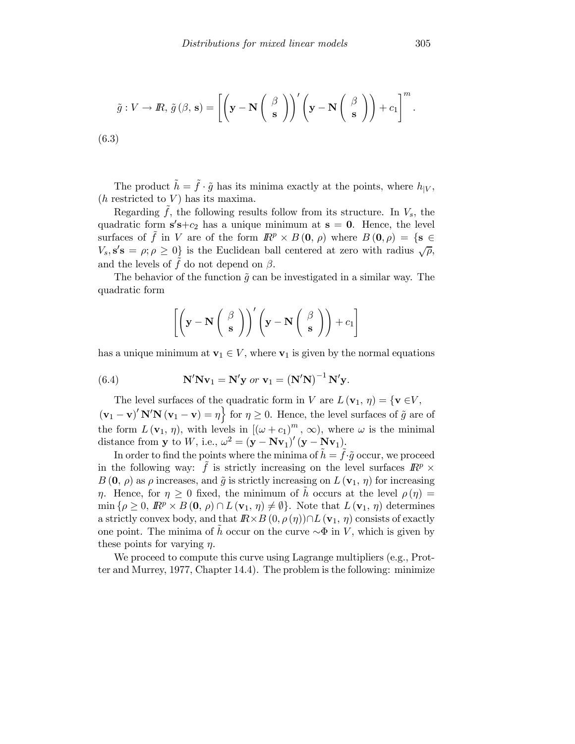$$\tilde{g} : V \to I\!R,\ \tilde{g}\,(\beta,\,\mathbf{s}) = \left[\left(\mathbf{y} - \mathbf{N}\begin{pmatrix}\beta \\ \mathbf{s}\end{pmatrix}\right)'\left(\mathbf{y} - \mathbf{N}\begin{pmatrix}\beta \\ \mathbf{s}\end{pmatrix}\right) + c_1\right]^m .$$

(6.3)

The product $\tilde{h} = \tilde{f} \cdot \tilde{g}$ has its minima exactly at the points, where $h_{|V}$, ($h$ restricted to $V$) has its maxima.

Regarding $\tilde{f}$, the following results follow from its structure. In $V_s$, the quadratic form $\mathbf{s}'\mathbf{s}+c_2$ has a unique minimum at $\mathbf{s} = \mathbf{0}$. Hence, the level surfaces of $\tilde{f}$ in $V$ are of the form $I\!R^p \times B\,(\mathbf{0},\,\rho)$ where $B\,(\mathbf{0}, \rho) = \{\mathbf{s} \in V_s, \mathbf{s}'\mathbf{s} = \rho; \rho \geq 0\}$ is the Euclidean ball centered at zero with radius $\sqrt{\rho}$, and the levels of $\tilde{f}$ do not depend on $\beta$.

The behavior of the function $\tilde{g}$ can be investigated in a similar way. The quadratic form

$$\left[\left(\mathbf{y} - \mathbf{N}\begin{pmatrix}\beta \\ \mathbf{s}\end{pmatrix}\right)'\left(\mathbf{y} - \mathbf{N}\begin{pmatrix}\beta \\ \mathbf{s}\end{pmatrix}\right) + c_1\right]$$

has a unique minimum at $\mathbf{v}_1 \in V$, where $\mathbf{v}_1$ is given by the normal equations

$$\mathbf{N}'\mathbf{N}\mathbf{v}_1 = \mathbf{N}'\mathbf{y} \textit{ or } \mathbf{v}_1 = \left(\mathbf{N}'\mathbf{N}\right)^{-1}\mathbf{N}'\mathbf{y}. \tag{6.4}$$

The level surfaces of the quadratic form in $V$ are $L\,(\mathbf{v}_1,\,\eta) = \{\mathbf{v} \in V,\ (\mathbf{v}_1 - \mathbf{v})'\,\mathbf{N}'\mathbf{N}\,(\mathbf{v}_1 - \mathbf{v}) = \eta\Big\}$ for $\eta \geq 0$. Hence, the level surfaces of $\tilde{g}$ are of the form $L\,(\mathbf{v}_1,\,\eta)$, with levels in $[(\omega + c_1)^m\,,\,\infty)$, where $\omega$ is the minimal distance from $\mathbf{y}$ to $W$, i.e., $\omega^2 = (\mathbf{y} - \mathbf{N}\mathbf{v}_1)'\,(\mathbf{y} - \mathbf{N}\mathbf{v}_1)$.

In order to find the points where the minima of $\tilde{h} = \tilde{f}\cdot\tilde{g}$ occur, we proceed in the following way: $\tilde{f}$ is strictly increasing on the level surfaces $I\!R^p \times B\,(\mathbf{0},\,\rho)$ as $\rho$ increases, and $\tilde{g}$ is strictly increasing on $L\,(\mathbf{v}_1,\,\eta)$ for increasing $\eta$. Hence, for $\eta \geq 0$ fixed, the minimum of $\tilde{h}$ occurs at the level $\rho\,(\eta) = \min\{\rho \geq 0,\ I\!R^p \times B\,(\mathbf{0},\,\rho) \cap L\,(\mathbf{v}_1,\,\eta) \neq \emptyset\}$. Note that $L\,(\mathbf{v}_1,\,\eta)$ determines a strictly convex body, and that $I\!R \times B\,(0, \rho\,(\eta)) \cap L\,(\mathbf{v}_1,\,\eta)$ consists of exactly one point. The minima of $\tilde{h}$ occur on the curve $\sim\!\Phi$ in $V$, which is given by these points for varying $\eta$.

We proceed to compute this curve using Lagrange multipliers (e.g., Protter and Murrey, 1977, Chapter 14.4). The problem is the following: minimize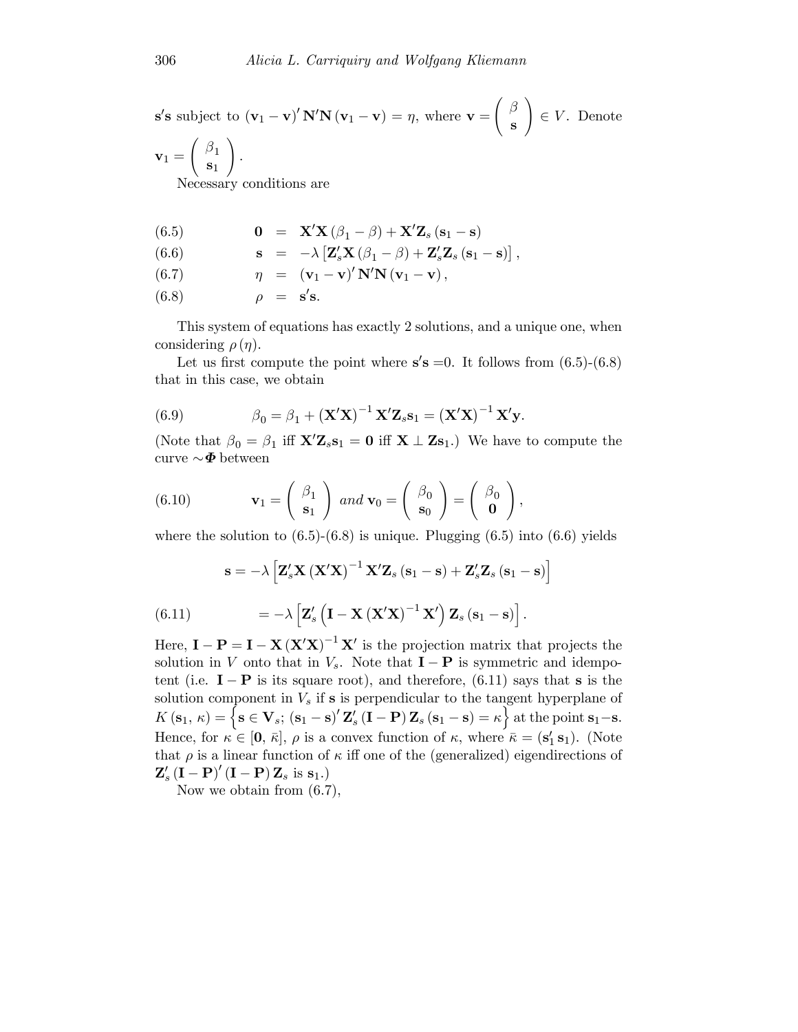$\mathbf{s}'\mathbf{s}$ subject to $(\mathbf{v}_1 - \mathbf{v})' \mathbf{N}'\mathbf{N} (\mathbf{v}_1 - \mathbf{v}) = \eta$, where $\mathbf{v} = \begin{pmatrix} \beta \\ \mathbf{s} \end{pmatrix} \in V$. Denote $\mathbf{v}_1 = \begin{pmatrix} \beta_1 \\ \mathbf{s}_1 \end{pmatrix}$.

Necessary conditions are

$$
\begin{aligned}
(6.5) \qquad \mathbf{0} &= \mathbf{X}'\mathbf{X}(\beta_1 - \beta) + \mathbf{X}'\mathbf{Z}_s(\mathbf{s}_1 - \mathbf{s}) \\
(6.6) \qquad \mathbf{s} &= -\lambda\left[\mathbf{Z}_s'\mathbf{X}(\beta_1 - \beta) + \mathbf{Z}_s'\mathbf{Z}_s(\mathbf{s}_1 - \mathbf{s})\right], \\
(6.7) \qquad \eta &= (\mathbf{v}_1 - \mathbf{v})' \mathbf{N}'\mathbf{N}(\mathbf{v}_1 - \mathbf{v}), \\
(6.8) \qquad \rho &= \mathbf{s}'\mathbf{s}.
\end{aligned}
$$

This system of equations has exactly 2 solutions, and a unique one, when considering $\rho(\eta)$.

Let us first compute the point where $\mathbf{s}'\mathbf{s} = 0$. It follows from (6.5)-(6.8) that in this case, we obtain

$$
(6.9) \qquad \beta_0 = \beta_1 + (\mathbf{X}'\mathbf{X})^{-1}\mathbf{X}'\mathbf{Z}_s\mathbf{s}_1 = (\mathbf{X}'\mathbf{X})^{-1}\mathbf{X}'\mathbf{y}.
$$

(Note that $\beta_0 = \beta_1$ iff $\mathbf{X}'\mathbf{Z}_s\mathbf{s}_1 = \mathbf{0}$ iff $\mathbf{X} \perp \mathbf{Z}\mathbf{s}_1$.) We have to compute the curve $\sim\boldsymbol{\Phi}$ between

$$
(6.10) \qquad \mathbf{v}_1 = \begin{pmatrix} \beta_1 \\ \mathbf{s}_1 \end{pmatrix} \; and \; \mathbf{v}_0 = \begin{pmatrix} \beta_0 \\ \mathbf{s}_0 \end{pmatrix} = \begin{pmatrix} \beta_0 \\ \mathbf{0} \end{pmatrix},
$$

where the solution to (6.5)-(6.8) is unique. Plugging (6.5) into (6.6) yields

$$
\begin{aligned}
\mathbf{s} &= -\lambda\left[\mathbf{Z}_s'\mathbf{X}(\mathbf{X}'\mathbf{X})^{-1}\mathbf{X}'\mathbf{Z}_s(\mathbf{s}_1 - \mathbf{s}) + \mathbf{Z}_s'\mathbf{Z}_s(\mathbf{s}_1 - \mathbf{s})\right] \\
(6.11) \qquad &= -\lambda\left[\mathbf{Z}_s'\left(\mathbf{I} - \mathbf{X}(\mathbf{X}'\mathbf{X})^{-1}\mathbf{X}'\right)\mathbf{Z}_s(\mathbf{s}_1 - \mathbf{s})\right].
\end{aligned}
$$

Here, $\mathbf{I} - \mathbf{P} = \mathbf{I} - \mathbf{X}(\mathbf{X}'\mathbf{X})^{-1}\mathbf{X}'$ is the projection matrix that projects the solution in $V$ onto that in $V_s$. Note that $\mathbf{I} - \mathbf{P}$ is symmetric and idempotent (i.e. $\mathbf{I} - \mathbf{P}$ is its square root), and therefore, (6.11) says that $\mathbf{s}$ is the solution component in $V_s$ if $\mathbf{s}$ is perpendicular to the tangent hyperplane of $K(\mathbf{s}_1, \kappa) = \left\{\mathbf{s} \in \mathbf{V}_s;\, (\mathbf{s}_1 - \mathbf{s})'\mathbf{Z}_s'(\mathbf{I} - \mathbf{P})\mathbf{Z}_s(\mathbf{s}_1 - \mathbf{s}) = \kappa\right\}$ at the point $\mathbf{s}_1 - \mathbf{s}$. Hence, for $\kappa \in [\mathbf{0}, \bar{\kappa}]$, $\rho$ is a convex function of $\kappa$, where $\bar{\kappa} = (\mathbf{s}_1'\mathbf{s}_1)$. (Note that $\rho$ is a linear function of $\kappa$ iff one of the (generalized) eigendirections of $\mathbf{Z}_s'(\mathbf{I} - \mathbf{P})'(\mathbf{I} - \mathbf{P})\mathbf{Z}_s$ is $\mathbf{s}_1$.)

Now we obtain from (6.7),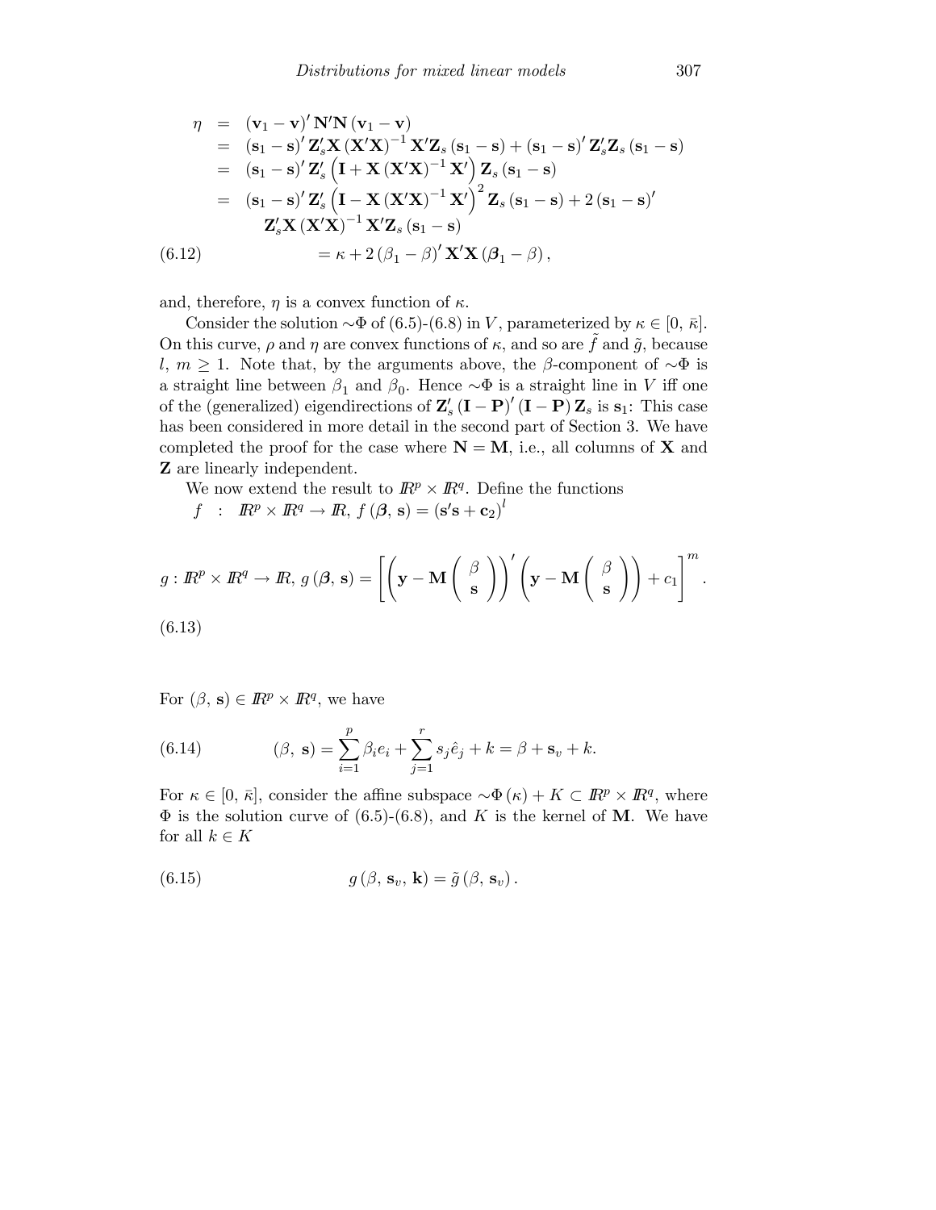$$
\begin{aligned}
\eta &= (\mathbf{v}_1 - \mathbf{v})' \mathbf{N}'\mathbf{N} (\mathbf{v}_1 - \mathbf{v}) \\
&= (\mathbf{s}_1 - \mathbf{s})' \mathbf{Z}_s' \mathbf{X} (\mathbf{X}'\mathbf{X})^{-1} \mathbf{X}'\mathbf{Z}_s (\mathbf{s}_1 - \mathbf{s}) + (\mathbf{s}_1 - \mathbf{s})' \mathbf{Z}_s'\mathbf{Z}_s (\mathbf{s}_1 - \mathbf{s}) \\
&= (\mathbf{s}_1 - \mathbf{s})' \mathbf{Z}_s' \left(\mathbf{I} + \mathbf{X} (\mathbf{X}'\mathbf{X})^{-1} \mathbf{X}'\right) \mathbf{Z}_s (\mathbf{s}_1 - \mathbf{s}) \\
&= (\mathbf{s}_1 - \mathbf{s})' \mathbf{Z}_s' \left(\mathbf{I} - \mathbf{X} (\mathbf{X}'\mathbf{X})^{-1} \mathbf{X}'\right)^2 \mathbf{Z}_s (\mathbf{s}_1 - \mathbf{s}) + 2 (\mathbf{s}_1 - \mathbf{s})' \\
&\quad \mathbf{Z}_s' \mathbf{X} (\mathbf{X}'\mathbf{X})^{-1} \mathbf{X}'\mathbf{Z}_s (\mathbf{s}_1 - \mathbf{s}) \\
&= \kappa + 2 (\beta_1 - \beta)' \mathbf{X}'\mathbf{X} (\boldsymbol{\beta}_1 - \beta), \qquad (6.12)
\end{aligned}
$$

and, therefore, $\eta$ is a convex function of $\kappa$.

Consider the solution $\sim\Phi$ of (6.5)-(6.8) in $V$, parameterized by $\kappa \in [0, \bar{\kappa}]$. On this curve, $\rho$ and $\eta$ are convex functions of $\kappa$, and so are $\tilde{f}$ and $\tilde{g}$, because $l, m \geq 1$. Note that, by the arguments above, the $\beta$-component of $\sim\Phi$ is a straight line between $\beta_1$ and $\beta_0$. Hence $\sim\Phi$ is a straight line in $V$ iff one of the (generalized) eigendirections of $\mathbf{Z}_s' (\mathbf{I} - \mathbf{P})' (\mathbf{I} - \mathbf{P}) \mathbf{Z}_s$ is $\mathbf{s}_1$: This case has been considered in more detail in the second part of Section 3. We have completed the proof for the case where $\mathbf{N} = \mathbf{M}$, i.e., all columns of $\mathbf{X}$ and $\mathbf{Z}$ are linearly independent.

We now extend the result to $\mathbb{R}^p \times \mathbb{R}^q$. Define the functions

$$f \;:\; \mathbb{R}^p \times \mathbb{R}^q \to \mathbb{R},\; f(\boldsymbol{\beta}, \mathbf{s}) = (\mathbf{s}'\mathbf{s} + \mathbf{c}_2)^l$$

$$g : \mathbb{R}^p \times \mathbb{R}^q \to \mathbb{R},\; g(\boldsymbol{\beta}, \mathbf{s}) = \left[\left(\mathbf{y} - \mathbf{M}\begin{pmatrix} \beta \\ \mathbf{s} \end{pmatrix}\right)' \left(\mathbf{y} - \mathbf{M}\begin{pmatrix} \beta \\ \mathbf{s} \end{pmatrix}\right) + c_1\right]^m . \qquad (6.13)$$

For $(\beta, \mathbf{s}) \in \mathbb{R}^p \times \mathbb{R}^q$, we have

$$(\beta,\, \mathbf{s}) = \sum_{i=1}^{p} \beta_i e_i + \sum_{j=1}^{r} s_j \hat{e}_j + k = \beta + \mathbf{s}_v + k. \qquad (6.14)$$

For $\kappa \in [0, \bar{\kappa}]$, consider the affine subspace $\sim\Phi(\kappa) + K \subset \mathbb{R}^p \times \mathbb{R}^q$, where $\Phi$ is the solution curve of (6.5)-(6.8), and $K$ is the kernel of $\mathbf{M}$. We have for all $k \in K$

$$g(\beta, \mathbf{s}_v, \mathbf{k}) = \tilde{g}(\beta, \mathbf{s}_v). \qquad (6.15)$$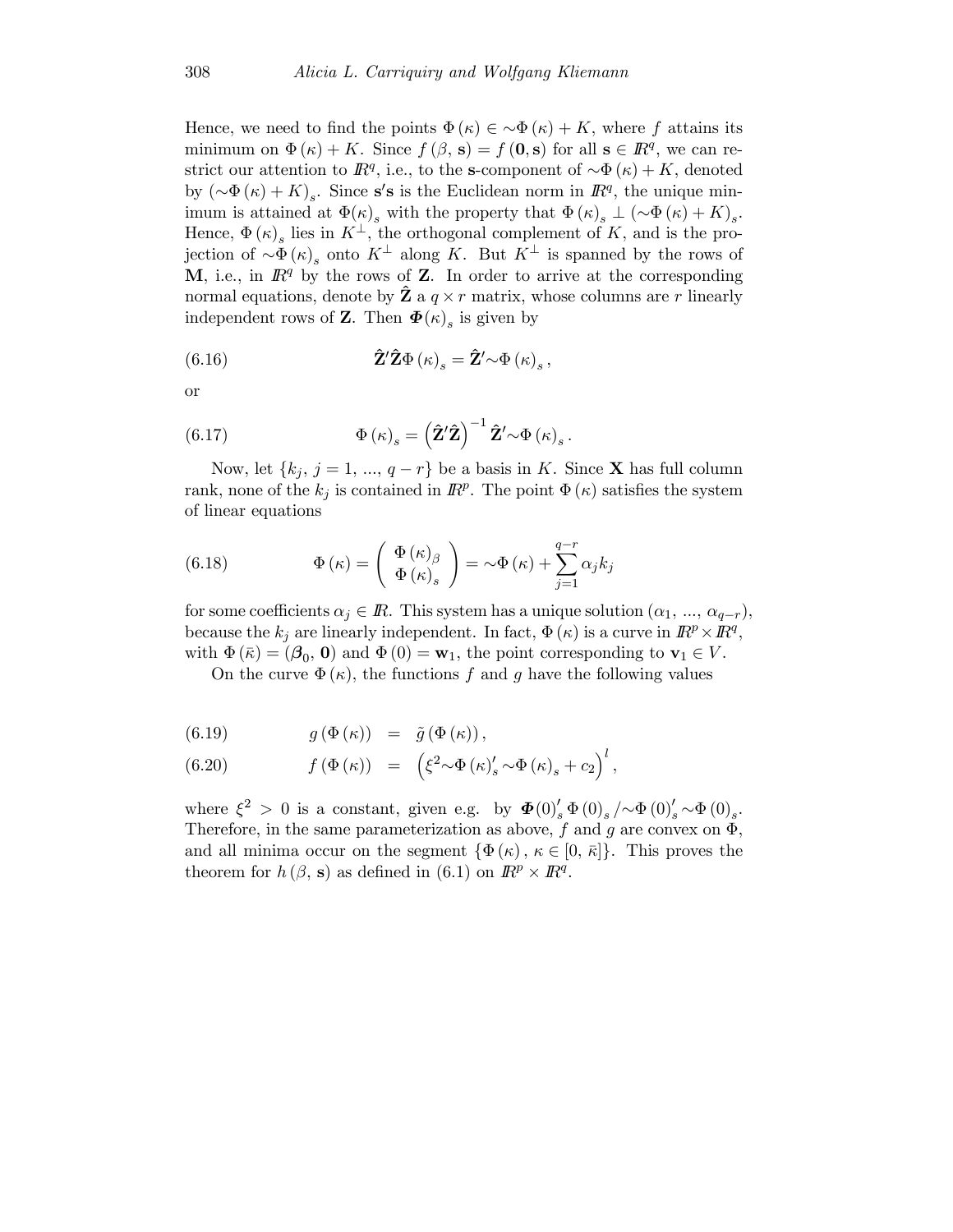Hence, we need to find the points $\Phi(\kappa) \in \sim\Phi(\kappa) + K$, where $f$ attains its minimum on $\Phi(\kappa) + K$. Since $f(\beta, \mathbf{s}) = f(\mathbf{0}, \mathbf{s})$ for all $\mathbf{s} \in I\!R^q$, we can restrict our attention to $I\!R^q$, i.e., to the $\mathbf{s}$-component of $\sim\Phi(\kappa) + K$, denoted by $(\sim\Phi(\kappa) + K)_s$. Since $\mathbf{s}'\mathbf{s}$ is the Euclidean norm in $I\!R^q$, the unique minimum is attained at $\Phi(\kappa)_s$ with the property that $\Phi(\kappa)_s \perp (\sim\Phi(\kappa) + K)_s$. Hence, $\Phi(\kappa)_s$ lies in $K^\perp$, the orthogonal complement of $K$, and is the projection of $\sim\Phi(\kappa)_s$ onto $K^\perp$ along $K$. But $K^\perp$ is spanned by the rows of $\mathbf{M}$, i.e., in $I\!R^q$ by the rows of $\mathbf{Z}$. In order to arrive at the corresponding normal equations, denote by $\hat{\mathbf{Z}}$ a $q \times r$ matrix, whose columns are $r$ linearly independent rows of $\mathbf{Z}$. Then $\boldsymbol{\Phi}(\kappa)_s$ is given by

$$\hat{\mathbf{Z}}'\hat{\mathbf{Z}}\Phi(\kappa)_s = \hat{\mathbf{Z}}'\sim\Phi(\kappa)_s, \tag{6.16}$$

or

$$\Phi(\kappa)_s = \left(\hat{\mathbf{Z}}'\hat{\mathbf{Z}}\right)^{-1}\hat{\mathbf{Z}}'\sim\Phi(\kappa)_s. \tag{6.17}$$

Now, let $\{k_j,\ j = 1, \ldots, q-r\}$ be a basis in $K$. Since $\mathbf{X}$ has full column rank, none of the $k_j$ is contained in $I\!R^p$. The point $\Phi(\kappa)$ satisfies the system of linear equations

$$\Phi(\kappa) = \begin{pmatrix} \Phi(\kappa)_\beta \\ \Phi(\kappa)_s \end{pmatrix} = \sim\Phi(\kappa) + \sum_{j=1}^{q-r}\alpha_j k_j \tag{6.18}$$

for some coefficients $\alpha_j \in I\!R$. This system has a unique solution $(\alpha_1, \ldots, \alpha_{q-r})$, because the $k_j$ are linearly independent. In fact, $\Phi(\kappa)$ is a curve in $I\!R^p \times I\!R^q$, with $\Phi(\bar{\kappa}) = (\boldsymbol{\beta}_0, \mathbf{0})$ and $\Phi(0) = \mathbf{w}_1$, the point corresponding to $\mathbf{v}_1 \in V$.

On the curve $\Phi(\kappa)$, the functions $f$ and $g$ have the following values

$$g(\Phi(\kappa)) = \tilde{g}(\Phi(\kappa)), \tag{6.19}$$

$$f(\Phi(\kappa)) = \left(\xi^2 \sim\Phi(\kappa)_s' \sim\Phi(\kappa)_s + c_2\right)^l, \tag{6.20}$$

where $\xi^2 > 0$ is a constant, given e.g. by $\boldsymbol{\Phi}(0)_s'\,\Phi(0)_s / \sim\Phi(0)_s' \sim\Phi(0)_s$. Therefore, in the same parameterization as above, $f$ and $g$ are convex on $\Phi$, and all minima occur on the segment $\{\Phi(\kappa),\ \kappa \in [0, \bar{\kappa}]\}$. This proves the theorem for $h(\beta, \mathbf{s})$ as defined in (6.1) on $I\!R^p \times I\!R^q$.